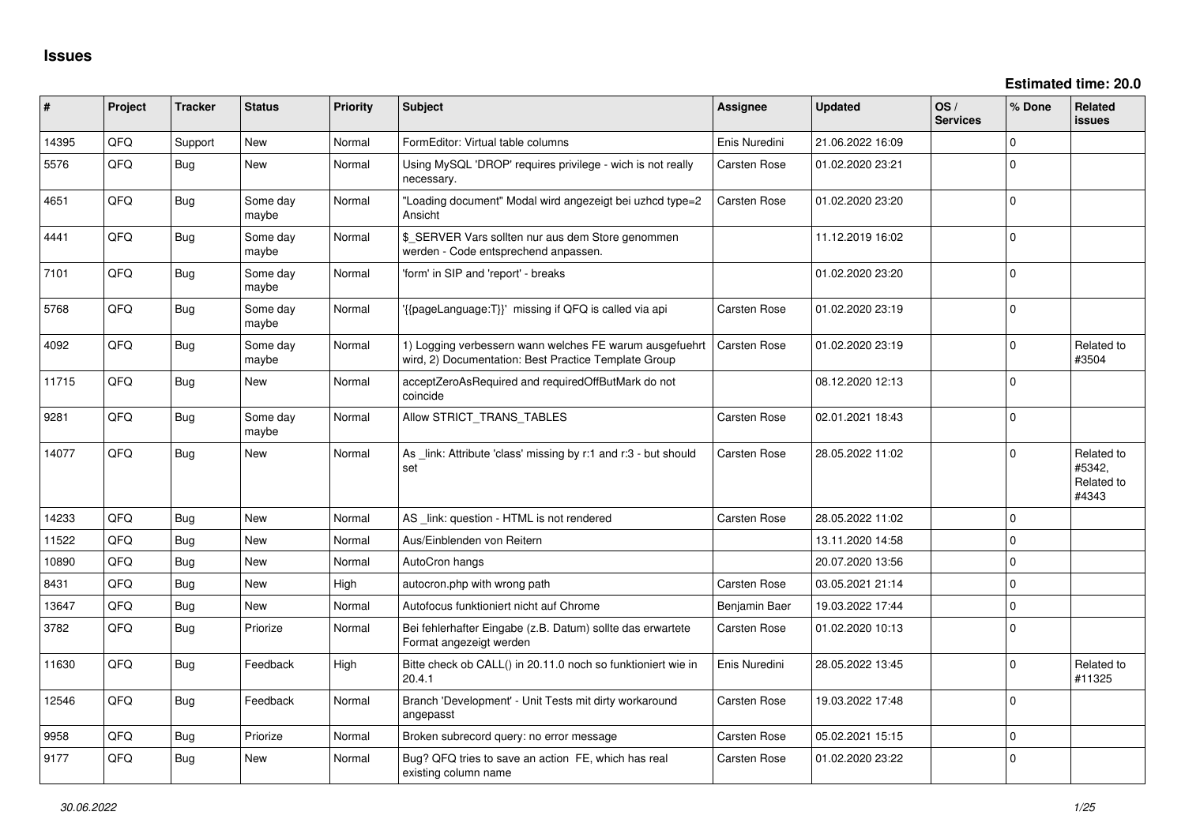# Issues

**Estimated time: 20.0**

| # | Project | Tracker | Status | Priority | Subject | Assignee | Updated | OS / Services | % Done | Related issues |
|---|---|---|---|---|---|---|---|---|---|---|
| 14395 | QFQ | Support | New | Normal | FormEditor: Virtual table columns | Enis Nuredini | 21.06.2022 16:09 | | 0 | |
| 5576 | QFQ | Bug | New | Normal | Using MySQL 'DROP' requires privilege - wich is not really necessary. | Carsten Rose | 01.02.2020 23:21 | | 0 | |
| 4651 | QFQ | Bug | Some day maybe | Normal | "Loading document" Modal wird angezeigt bei uzhcd type=2 Ansicht | Carsten Rose | 01.02.2020 23:20 | | 0 | |
| 4441 | QFQ | Bug | Some day maybe | Normal | $_SERVER Vars sollten nur aus dem Store genommen werden - Code entsprechend anpassen. | | 11.12.2019 16:02 | | 0 | |
| 7101 | QFQ | Bug | Some day maybe | Normal | 'form' in SIP and 'report' - breaks | | 01.02.2020 23:20 | | 0 | |
| 5768 | QFQ | Bug | Some day maybe | Normal | '{{pageLanguage:T}}' missing if QFQ is called via api | Carsten Rose | 01.02.2020 23:19 | | 0 | |
| 4092 | QFQ | Bug | Some day maybe | Normal | 1) Logging verbessern wann welches FE warum ausgefuehrt wird, 2) Documentation: Best Practice Template Group | Carsten Rose | 01.02.2020 23:19 | | 0 | Related to #3504 |
| 11715 | QFQ | Bug | New | Normal | acceptZeroAsRequired and requiredOffButMark do not coincide | | 08.12.2020 12:13 | | 0 | |
| 9281 | QFQ | Bug | Some day maybe | Normal | Allow STRICT_TRANS_TABLES | Carsten Rose | 02.01.2021 18:43 | | 0 | |
| 14077 | QFQ | Bug | New | Normal | As _link: Attribute 'class' missing by r:1 and r:3 - but should set | Carsten Rose | 28.05.2022 11:02 | | 0 | Related to #5342, Related to #4343 |
| 14233 | QFQ | Bug | New | Normal | AS _link: question - HTML is not rendered | Carsten Rose | 28.05.2022 11:02 | | 0 | |
| 11522 | QFQ | Bug | New | Normal | Aus/Einblenden von Reitern | | 13.11.2020 14:58 | | 0 | |
| 10890 | QFQ | Bug | New | Normal | AutoCron hangs | | 20.07.2020 13:56 | | 0 | |
| 8431 | QFQ | Bug | New | High | autocron.php with wrong path | Carsten Rose | 03.05.2021 21:14 | | 0 | |
| 13647 | QFQ | Bug | New | Normal | Autofocus funktioniert nicht auf Chrome | Benjamin Baer | 19.03.2022 17:44 | | 0 | |
| 3782 | QFQ | Bug | Priorize | Normal | Bei fehlerhafter Eingabe (z.B. Datum) sollte das erwartete Format angezeigt werden | Carsten Rose | 01.02.2020 10:13 | | 0 | |
| 11630 | QFQ | Bug | Feedback | High | Bitte check ob CALL() in 20.11.0 noch so funktioniert wie in 20.4.1 | Enis Nuredini | 28.05.2022 13:45 | | 0 | Related to #11325 |
| 12546 | QFQ | Bug | Feedback | Normal | Branch 'Development' - Unit Tests mit dirty workaround angepasst | Carsten Rose | 19.03.2022 17:48 | | 0 | |
| 9958 | QFQ | Bug | Priorize | Normal | Broken subrecord query: no error message | Carsten Rose | 05.02.2021 15:15 | | 0 | |
| 9177 | QFQ | Bug | New | Normal | Bug? QFQ tries to save an action FE, which has real existing column name | Carsten Rose | 01.02.2020 23:22 | | 0 | |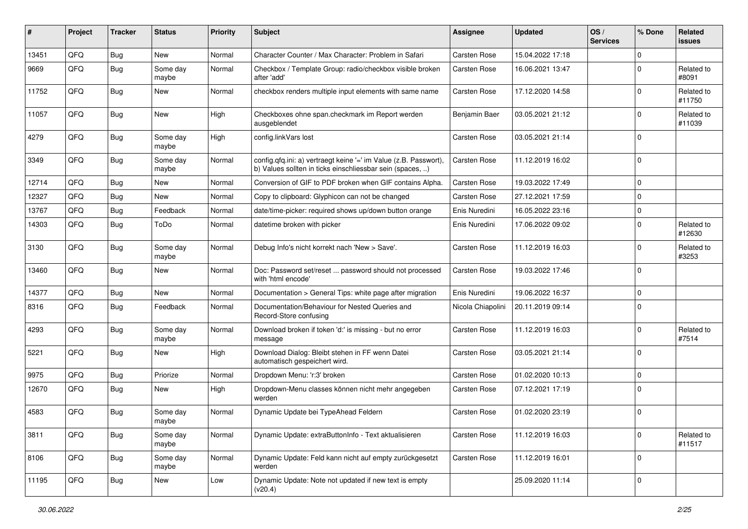| # | Project | Tracker | Status | Priority | Subject | Assignee | Updated | OS / Services | % Done | Related issues |
|---|---|---|---|---|---|---|---|---|---|---|
| 13451 | QFQ | Bug | New | Normal | Character Counter / Max Character: Problem in Safari | Carsten Rose | 15.04.2022 17:18 | | 0 | |
| 9669 | QFQ | Bug | Some day maybe | Normal | Checkbox / Template Group: radio/checkbox visible broken after 'add' | Carsten Rose | 16.06.2021 13:47 | | 0 | Related to #8091 |
| 11752 | QFQ | Bug | New | Normal | checkbox renders multiple input elements with same name | Carsten Rose | 17.12.2020 14:58 | | 0 | Related to #11750 |
| 11057 | QFQ | Bug | New | High | Checkboxes ohne span.checkmark im Report werden ausgeblendet | Benjamin Baer | 03.05.2021 21:12 | | 0 | Related to #11039 |
| 4279 | QFQ | Bug | Some day maybe | High | config.linkVars lost | Carsten Rose | 03.05.2021 21:14 | | 0 | |
| 3349 | QFQ | Bug | Some day maybe | Normal | config.qfq.ini: a) vertraegt keine '=' im Value (z.B. Passwort), b) Values sollten in ticks einschliessbar sein (spaces, ..) | Carsten Rose | 11.12.2019 16:02 | | 0 | |
| 12714 | QFQ | Bug | New | Normal | Conversion of GIF to PDF broken when GIF contains Alpha. | Carsten Rose | 19.03.2022 17:49 | | 0 | |
| 12327 | QFQ | Bug | New | Normal | Copy to clipboard: Glyphicon can not be changed | Carsten Rose | 27.12.2021 17:59 | | 0 | |
| 13767 | QFQ | Bug | Feedback | Normal | date/time-picker: required shows up/down button orange | Enis Nuredini | 16.05.2022 23:16 | | 0 | |
| 14303 | QFQ | Bug | ToDo | Normal | datetime broken with picker | Enis Nuredini | 17.06.2022 09:02 | | 0 | Related to #12630 |
| 3130 | QFQ | Bug | Some day maybe | Normal | Debug Info's nicht korrekt nach 'New > Save'. | Carsten Rose | 11.12.2019 16:03 | | 0 | Related to #3253 |
| 13460 | QFQ | Bug | New | Normal | Doc: Password set/reset ... password should not processed with 'html encode' | Carsten Rose | 19.03.2022 17:46 | | 0 | |
| 14377 | QFQ | Bug | New | Normal | Documentation > General Tips: white page after migration | Enis Nuredini | 19.06.2022 16:37 | | 0 | |
| 8316 | QFQ | Bug | Feedback | Normal | Documentation/Behaviour for Nested Queries and Record-Store confusing | Nicola Chiapolini | 20.11.2019 09:14 | | 0 | |
| 4293 | QFQ | Bug | Some day maybe | Normal | Download broken if token 'd:' is missing - but no error message | Carsten Rose | 11.12.2019 16:03 | | 0 | Related to #7514 |
| 5221 | QFQ | Bug | New | High | Download Dialog: Bleibt stehen in FF wenn Datei automatisch gespeichert wird. | Carsten Rose | 03.05.2021 21:14 | | 0 | |
| 9975 | QFQ | Bug | Priorize | Normal | Dropdown Menu: 'r:3' broken | Carsten Rose | 01.02.2020 10:13 | | 0 | |
| 12670 | QFQ | Bug | New | High | Dropdown-Menu classes können nicht mehr angegeben werden | Carsten Rose | 07.12.2021 17:19 | | 0 | |
| 4583 | QFQ | Bug | Some day maybe | Normal | Dynamic Update bei TypeAhead Feldern | Carsten Rose | 01.02.2020 23:19 | | 0 | |
| 3811 | QFQ | Bug | Some day maybe | Normal | Dynamic Update: extraButtonInfo - Text aktualisieren | Carsten Rose | 11.12.2019 16:03 | | 0 | Related to #11517 |
| 8106 | QFQ | Bug | Some day maybe | Normal | Dynamic Update: Feld kann nicht auf empty zurückgesetzt werden | Carsten Rose | 11.12.2019 16:01 | | 0 | |
| 11195 | QFQ | Bug | New | Low | Dynamic Update: Note not updated if new text is empty (v20.4) | | 25.09.2020 11:14 | | 0 | |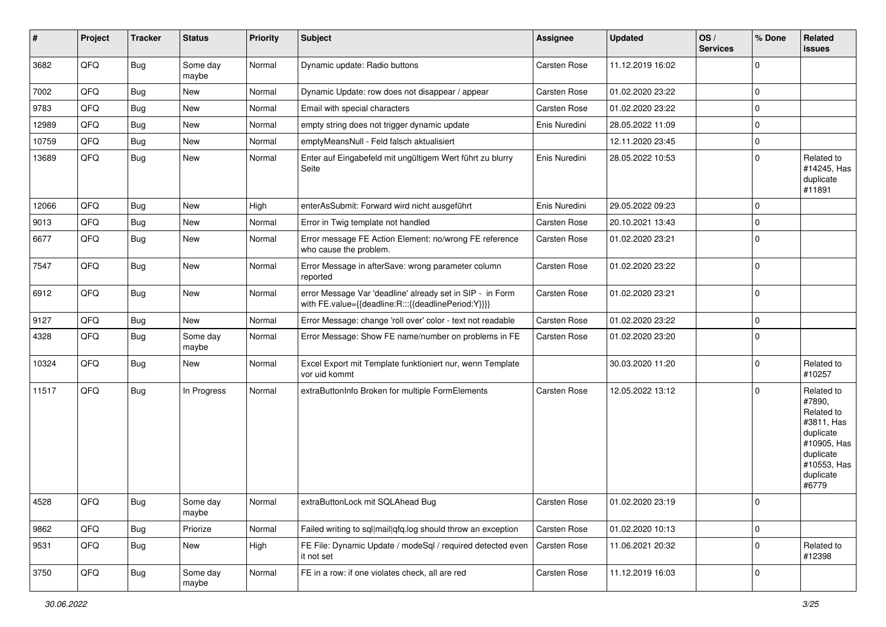| # | Project | Tracker | Status | Priority | Subject | Assignee | Updated | OS / Services | % Done | Related issues |
|---|---|---|---|---|---|---|---|---|---|---|
| 3682 | QFQ | Bug | Some day maybe | Normal | Dynamic update: Radio buttons | Carsten Rose | 11.12.2019 16:02 | | 0 | |
| 7002 | QFQ | Bug | New | Normal | Dynamic Update: row does not disappear / appear | Carsten Rose | 01.02.2020 23:22 | | 0 | |
| 9783 | QFQ | Bug | New | Normal | Email with special characters | Carsten Rose | 01.02.2020 23:22 | | 0 | |
| 12989 | QFQ | Bug | New | Normal | empty string does not trigger dynamic update | Enis Nuredini | 28.05.2022 11:09 | | 0 | |
| 10759 | QFQ | Bug | New | Normal | emptyMeansNull - Feld falsch aktualisiert | | 12.11.2020 23:45 | | 0 | |
| 13689 | QFQ | Bug | New | Normal | Enter auf Eingabefeld mit ungültigem Wert führt zu blurry Seite | Enis Nuredini | 28.05.2022 10:53 | | 0 | Related to #14245, Has duplicate #11891 |
| 12066 | QFQ | Bug | New | High | enterAsSubmit: Forward wird nicht ausgeführt | Enis Nuredini | 29.05.2022 09:23 | | 0 | |
| 9013 | QFQ | Bug | New | Normal | Error in Twig template not handled | Carsten Rose | 20.10.2021 13:43 | | 0 | |
| 6677 | QFQ | Bug | New | Normal | Error message FE Action Element: no/wrong FE reference who cause the problem. | Carsten Rose | 01.02.2020 23:21 | | 0 | |
| 7547 | QFQ | Bug | New | Normal | Error Message in afterSave: wrong parameter column reported | Carsten Rose | 01.02.2020 23:22 | | 0 | |
| 6912 | QFQ | Bug | New | Normal | error Message Var 'deadline' already set in SIP - in Form with FE.value={{deadline:R:::{{deadlinePeriod:Y}}}} | Carsten Rose | 01.02.2020 23:21 | | 0 | |
| 9127 | QFQ | Bug | New | Normal | Error Message: change 'roll over' color - text not readable | Carsten Rose | 01.02.2020 23:22 | | 0 | |
| 4328 | QFQ | Bug | Some day maybe | Normal | Error Message: Show FE name/number on problems in FE | Carsten Rose | 01.02.2020 23:20 | | 0 | |
| 10324 | QFQ | Bug | New | Normal | Excel Export mit Template funktioniert nur, wenn Template vor uid kommt | | 30.03.2020 11:20 | | 0 | Related to #10257 |
| 11517 | QFQ | Bug | In Progress | Normal | extraButtonInfo Broken for multiple FormElements | Carsten Rose | 12.05.2022 13:12 | | 0 | Related to #7890, Related to #3811, Has duplicate #10905, Has duplicate #10553, Has duplicate #6779 |
| 4528 | QFQ | Bug | Some day maybe | Normal | extraButtonLock mit SQLAhead Bug | Carsten Rose | 01.02.2020 23:19 | | 0 | |
| 9862 | QFQ | Bug | Priorize | Normal | Failed writing to sql\|mail\|qfq.log should throw an exception | Carsten Rose | 01.02.2020 10:13 | | 0 | |
| 9531 | QFQ | Bug | New | High | FE File: Dynamic Update / modeSql / required detected even it not set | Carsten Rose | 11.06.2021 20:32 | | 0 | Related to #12398 |
| 3750 | QFQ | Bug | Some day maybe | Normal | FE in a row: if one violates check, all are red | Carsten Rose | 11.12.2019 16:03 | | 0 | |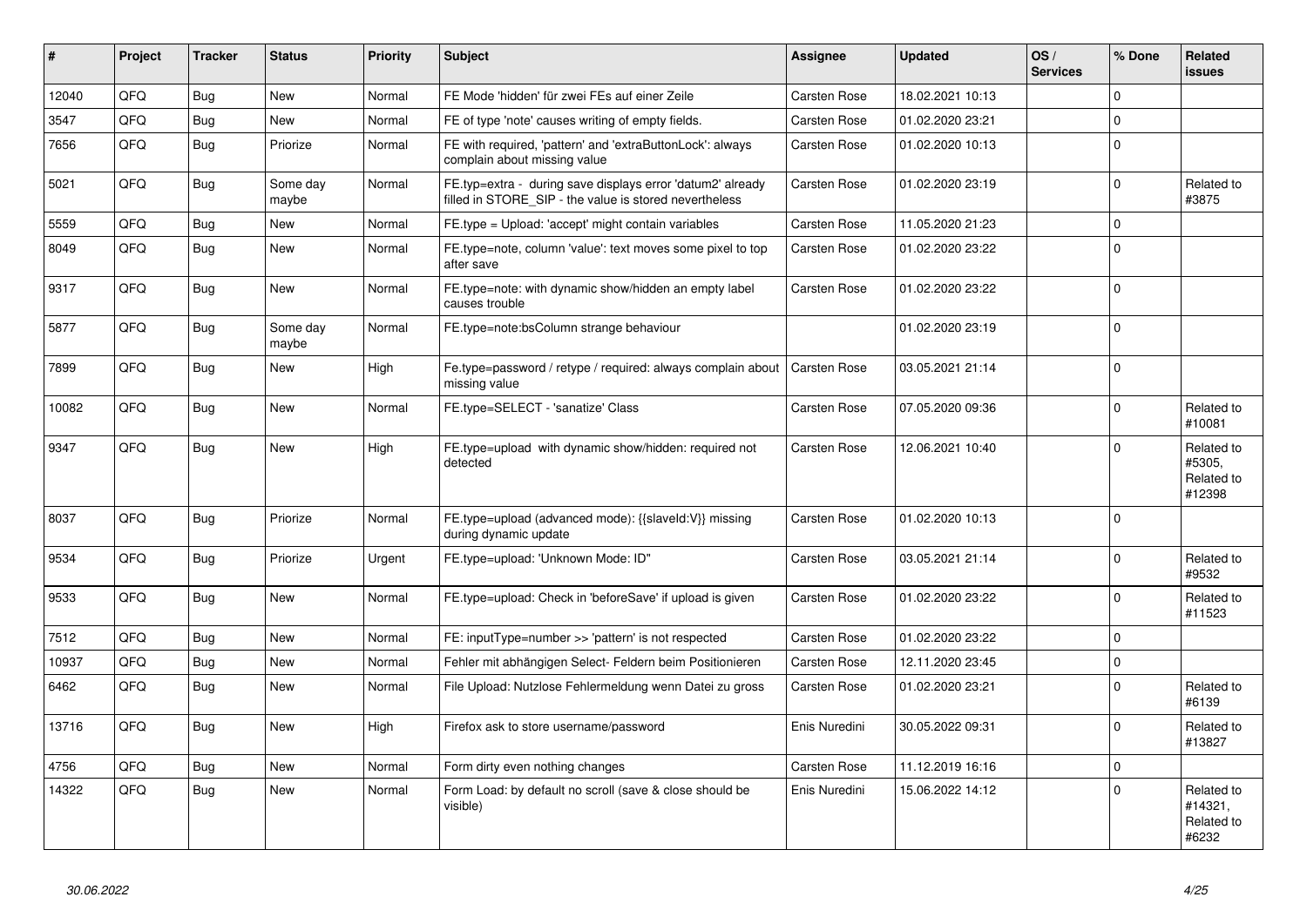| # | Project | Tracker | Status | Priority | Subject | Assignee | Updated | OS / Services | % Done | Related issues |
|---|---|---|---|---|---|---|---|---|---|---|
| 12040 | QFQ | Bug | New | Normal | FE Mode 'hidden' für zwei FEs auf einer Zeile | Carsten Rose | 18.02.2021 10:13 | | 0 | |
| 3547 | QFQ | Bug | New | Normal | FE of type 'note' causes writing of empty fields. | Carsten Rose | 01.02.2020 23:21 | | 0 | |
| 7656 | QFQ | Bug | Priorize | Normal | FE with required, 'pattern' and 'extraButtonLock': always complain about missing value | Carsten Rose | 01.02.2020 10:13 | | 0 | |
| 5021 | QFQ | Bug | Some day maybe | Normal | FE.typ=extra - during save displays error 'datum2' already filled in STORE_SIP - the value is stored nevertheless | Carsten Rose | 01.02.2020 23:19 | | 0 | Related to #3875 |
| 5559 | QFQ | Bug | New | Normal | FE.type = Upload: 'accept' might contain variables | Carsten Rose | 11.05.2020 21:23 | | 0 | |
| 8049 | QFQ | Bug | New | Normal | FE.type=note, column 'value': text moves some pixel to top after save | Carsten Rose | 01.02.2020 23:22 | | 0 | |
| 9317 | QFQ | Bug | New | Normal | FE.type=note: with dynamic show/hidden an empty label causes trouble | Carsten Rose | 01.02.2020 23:22 | | 0 | |
| 5877 | QFQ | Bug | Some day maybe | Normal | FE.type=note:bsColumn strange behaviour | | 01.02.2020 23:19 | | 0 | |
| 7899 | QFQ | Bug | New | High | Fe.type=password / retype / required: always complain about missing value | Carsten Rose | 03.05.2021 21:14 | | 0 | |
| 10082 | QFQ | Bug | New | Normal | FE.type=SELECT - 'sanatize' Class | Carsten Rose | 07.05.2020 09:36 | | 0 | Related to #10081 |
| 9347 | QFQ | Bug | New | High | FE.type=upload with dynamic show/hidden: required not detected | Carsten Rose | 12.06.2021 10:40 | | 0 | Related to #5305, Related to #12398 |
| 8037 | QFQ | Bug | Priorize | Normal | FE.type=upload (advanced mode): {{slaveId:V}} missing during dynamic update | Carsten Rose | 01.02.2020 10:13 | | 0 | |
| 9534 | QFQ | Bug | Priorize | Urgent | FE.type=upload: 'Unknown Mode: ID" | Carsten Rose | 03.05.2021 21:14 | | 0 | Related to #9532 |
| 9533 | QFQ | Bug | New | Normal | FE.type=upload: Check in 'beforeSave' if upload is given | Carsten Rose | 01.02.2020 23:22 | | 0 | Related to #11523 |
| 7512 | QFQ | Bug | New | Normal | FE: inputType=number >> 'pattern' is not respected | Carsten Rose | 01.02.2020 23:22 | | 0 | |
| 10937 | QFQ | Bug | New | Normal | Fehler mit abhängigen Select- Feldern beim Positionieren | Carsten Rose | 12.11.2020 23:45 | | 0 | |
| 6462 | QFQ | Bug | New | Normal | File Upload: Nutzlose Fehlermeldung wenn Datei zu gross | Carsten Rose | 01.02.2020 23:21 | | 0 | Related to #6139 |
| 13716 | QFQ | Bug | New | High | Firefox ask to store username/password | Enis Nuredini | 30.05.2022 09:31 | | 0 | Related to #13827 |
| 4756 | QFQ | Bug | New | Normal | Form dirty even nothing changes | Carsten Rose | 11.12.2019 16:16 | | 0 | |
| 14322 | QFQ | Bug | New | Normal | Form Load: by default no scroll (save & close should be visible) | Enis Nuredini | 15.06.2022 14:12 | | 0 | Related to #14321, Related to #6232 |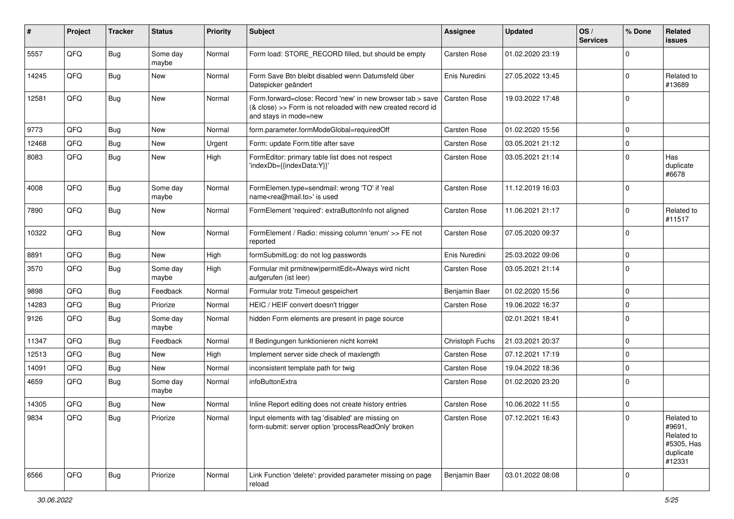| # | Project | Tracker | Status | Priority | Subject | Assignee | Updated | OS / Services | % Done | Related issues |
|---|---|---|---|---|---|---|---|---|---|---|
| 5557 | QFQ | Bug | Some day maybe | Normal | Form load: STORE_RECORD filled, but should be empty | Carsten Rose | 01.02.2020 23:19 | | 0 | |
| 14245 | QFQ | Bug | New | Normal | Form Save Btn bleibt disabled wenn Datumsfeld über Datepicker geändert | Enis Nuredini | 27.05.2022 13:45 | | 0 | Related to #13689 |
| 12581 | QFQ | Bug | New | Normal | Form.forward=close: Record 'new' in new browser tab > save (& close) >> Form is not reloaded with new created record id and stays in mode=new | Carsten Rose | 19.03.2022 17:48 | | 0 | |
| 9773 | QFQ | Bug | New | Normal | form.parameter.formModeGlobal=requiredOff | Carsten Rose | 01.02.2020 15:56 | | 0 | |
| 12468 | QFQ | Bug | New | Urgent | Form: update Form.title after save | Carsten Rose | 03.05.2021 21:12 | | 0 | |
| 8083 | QFQ | Bug | New | High | FormEditor: primary table list does not respect 'indexDb={{indexData:Y}}' | Carsten Rose | 03.05.2021 21:14 | | 0 | Has duplicate #6678 |
| 4008 | QFQ | Bug | Some day maybe | Normal | FormElemen.type=sendmail: wrong 'TO' if 'real name<rea@mail.to>' is used | Carsten Rose | 11.12.2019 16:03 | | 0 | |
| 7890 | QFQ | Bug | New | Normal | FormElement 'required': extraButtonInfo not aligned | Carsten Rose | 11.06.2021 21:17 | | 0 | Related to #11517 |
| 10322 | QFQ | Bug | New | Normal | FormElement / Radio: missing column 'enum' >> FE not reported | Carsten Rose | 07.05.2020 09:37 | | 0 | |
| 8891 | QFQ | Bug | New | High | formSubmitLog: do not log passwords | Enis Nuredini | 25.03.2022 09:06 | | 0 | |
| 3570 | QFQ | Bug | Some day maybe | High | Formular mit prmitnew\|permitEdit=Always wird nicht aufgerufen (ist leer) | Carsten Rose | 03.05.2021 21:14 | | 0 | |
| 9898 | QFQ | Bug | Feedback | Normal | Formular trotz Timeout gespeichert | Benjamin Baer | 01.02.2020 15:56 | | 0 | |
| 14283 | QFQ | Bug | Priorize | Normal | HEIC / HEIF convert doesn't trigger | Carsten Rose | 19.06.2022 16:37 | | 0 | |
| 9126 | QFQ | Bug | Some day maybe | Normal | hidden Form elements are present in page source | | 02.01.2021 18:41 | | 0 | |
| 11347 | QFQ | Bug | Feedback | Normal | If Bedingungen funktionieren nicht korrekt | Christoph Fuchs | 21.03.2021 20:37 | | 0 | |
| 12513 | QFQ | Bug | New | High | Implement server side check of maxlength | Carsten Rose | 07.12.2021 17:19 | | 0 | |
| 14091 | QFQ | Bug | New | Normal | inconsistent template path for twig | Carsten Rose | 19.04.2022 18:36 | | 0 | |
| 4659 | QFQ | Bug | Some day maybe | Normal | infoButtonExtra | Carsten Rose | 01.02.2020 23:20 | | 0 | |
| 14305 | QFQ | Bug | New | Normal | Inline Report editing does not create history entries | Carsten Rose | 10.06.2022 11:55 | | 0 | |
| 9834 | QFQ | Bug | Priorize | Normal | Input elements with tag 'disabled' are missing on form-submit: server option 'processReadOnly' broken | Carsten Rose | 07.12.2021 16:43 | | 0 | Related to #9691, Related to #5305, Has duplicate #12331 |
| 6566 | QFQ | Bug | Priorize | Normal | Link Function 'delete': provided parameter missing on page reload | Benjamin Baer | 03.01.2022 08:08 | | 0 | |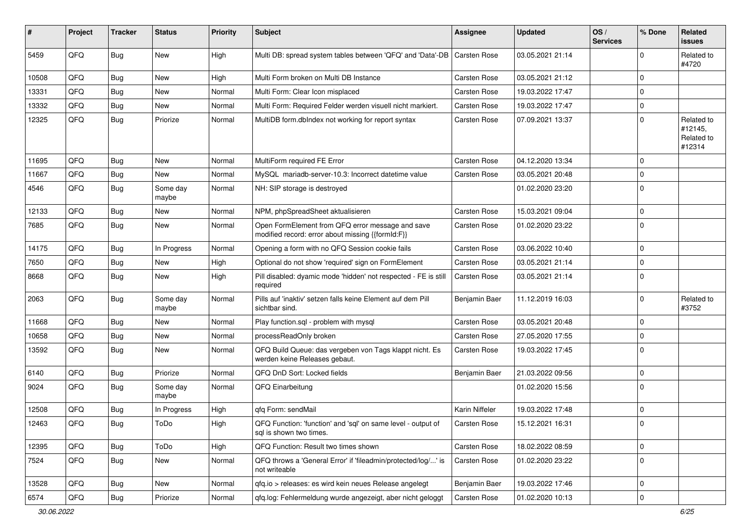| # | Project | Tracker | Status | Priority | Subject | Assignee | Updated | OS / Services | % Done | Related issues |
|---|---|---|---|---|---|---|---|---|---|---|
| 5459 | QFQ | Bug | New | High | Multi DB: spread system tables between 'QFQ' and 'Data'-DB | Carsten Rose | 03.05.2021 21:14 | | 0 | Related to #4720 |
| 10508 | QFQ | Bug | New | High | Multi Form broken on Multi DB Instance | Carsten Rose | 03.05.2021 21:12 | | 0 | |
| 13331 | QFQ | Bug | New | Normal | Multi Form: Clear Icon misplaced | Carsten Rose | 19.03.2022 17:47 | | 0 | |
| 13332 | QFQ | Bug | New | Normal | Multi Form: Required Felder werden visuell nicht markiert. | Carsten Rose | 19.03.2022 17:47 | | 0 | |
| 12325 | QFQ | Bug | Priorize | Normal | MultiDB form.dbIndex not working for report syntax | Carsten Rose | 07.09.2021 13:37 | | 0 | Related to #12145, Related to #12314 |
| 11695 | QFQ | Bug | New | Normal | MultiForm required FE Error | Carsten Rose | 04.12.2020 13:34 | | 0 | |
| 11667 | QFQ | Bug | New | Normal | MySQL mariadb-server-10.3: Incorrect datetime value | Carsten Rose | 03.05.2021 20:48 | | 0 | |
| 4546 | QFQ | Bug | Some day maybe | Normal | NH: SIP storage is destroyed | | 01.02.2020 23:20 | | 0 | |
| 12133 | QFQ | Bug | New | Normal | NPM, phpSpreadSheet aktualisieren | Carsten Rose | 15.03.2021 09:04 | | 0 | |
| 7685 | QFQ | Bug | New | Normal | Open FormElement from QFQ error message and save modified record: error about missing {{formId:F}} | Carsten Rose | 01.02.2020 23:22 | | 0 | |
| 14175 | QFQ | Bug | In Progress | Normal | Opening a form with no QFQ Session cookie fails | Carsten Rose | 03.06.2022 10:40 | | 0 | |
| 7650 | QFQ | Bug | New | High | Optional do not show 'required' sign on FormElement | Carsten Rose | 03.05.2021 21:14 | | 0 | |
| 8668 | QFQ | Bug | New | High | Pill disabled: dyamic mode 'hidden' not respected - FE is still required | Carsten Rose | 03.05.2021 21:14 | | 0 | |
| 2063 | QFQ | Bug | Some day maybe | Normal | Pills auf 'inaktiv' setzen falls keine Element auf dem Pill sichtbar sind. | Benjamin Baer | 11.12.2019 16:03 | | 0 | Related to #3752 |
| 11668 | QFQ | Bug | New | Normal | Play function.sql - problem with mysql | Carsten Rose | 03.05.2021 20:48 | | 0 | |
| 10658 | QFQ | Bug | New | Normal | processReadOnly broken | Carsten Rose | 27.05.2020 17:55 | | 0 | |
| 13592 | QFQ | Bug | New | Normal | QFQ Build Queue: das vergeben von Tags klappt nicht. Es werden keine Releases gebaut. | Carsten Rose | 19.03.2022 17:45 | | 0 | |
| 6140 | QFQ | Bug | Priorize | Normal | QFQ DnD Sort: Locked fields | Benjamin Baer | 21.03.2022 09:56 | | 0 | |
| 9024 | QFQ | Bug | Some day maybe | Normal | QFQ Einarbeitung | | 01.02.2020 15:56 | | 0 | |
| 12508 | QFQ | Bug | In Progress | High | qfq Form: sendMail | Karin Niffeler | 19.03.2022 17:48 | | 0 | |
| 12463 | QFQ | Bug | ToDo | High | QFQ Function: 'function' and 'sql' on same level - output of sql is shown two times. | Carsten Rose | 15.12.2021 16:31 | | 0 | |
| 12395 | QFQ | Bug | ToDo | High | QFQ Function: Result two times shown | Carsten Rose | 18.02.2022 08:59 | | 0 | |
| 7524 | QFQ | Bug | New | Normal | QFQ throws a 'General Error' if 'fileadmin/protected/log/...' is not writeable | Carsten Rose | 01.02.2020 23:22 | | 0 | |
| 13528 | QFQ | Bug | New | Normal | qfq.io > releases: es wird kein neues Release angelegt | Benjamin Baer | 19.03.2022 17:46 | | 0 | |
| 6574 | QFQ | Bug | Priorize | Normal | qfq.log: Fehlermeldung wurde angezeigt, aber nicht geloggt | Carsten Rose | 01.02.2020 10:13 | | 0 | |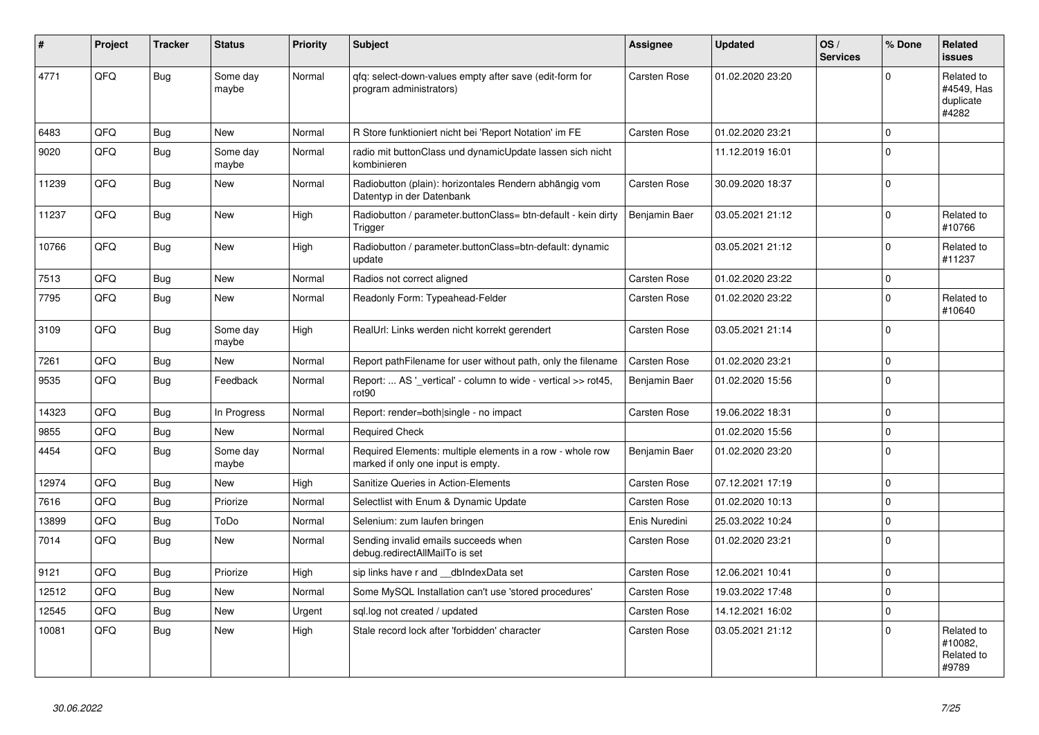| # | Project | Tracker | Status | Priority | Subject | Assignee | Updated | OS / Services | % Done | Related issues |
|---|---|---|---|---|---|---|---|---|---|---|
| 4771 | QFQ | Bug | Some day maybe | Normal | qfq: select-down-values empty after save (edit-form for program administrators) | Carsten Rose | 01.02.2020 23:20 | | 0 | Related to #4549, Has duplicate #4282 |
| 6483 | QFQ | Bug | New | Normal | R Store funktioniert nicht bei 'Report Notation' im FE | Carsten Rose | 01.02.2020 23:21 | | 0 | |
| 9020 | QFQ | Bug | Some day maybe | Normal | radio mit buttonClass und dynamicUpdate lassen sich nicht kombinieren | | 11.12.2019 16:01 | | 0 | |
| 11239 | QFQ | Bug | New | Normal | Radiobutton (plain): horizontales Rendern abhängig vom Datentyp in der Datenbank | Carsten Rose | 30.09.2020 18:37 | | 0 | |
| 11237 | QFQ | Bug | New | High | Radiobutton / parameter.buttonClass= btn-default - kein dirty Trigger | Benjamin Baer | 03.05.2021 21:12 | | 0 | Related to #10766 |
| 10766 | QFQ | Bug | New | High | Radiobutton / parameter.buttonClass=btn-default: dynamic update | | 03.05.2021 21:12 | | 0 | Related to #11237 |
| 7513 | QFQ | Bug | New | Normal | Radios not correct aligned | Carsten Rose | 01.02.2020 23:22 | | 0 | |
| 7795 | QFQ | Bug | New | Normal | Readonly Form: Typeahead-Felder | Carsten Rose | 01.02.2020 23:22 | | 0 | Related to #10640 |
| 3109 | QFQ | Bug | Some day maybe | High | RealUrl: Links werden nicht korrekt gerendert | Carsten Rose | 03.05.2021 21:14 | | 0 | |
| 7261 | QFQ | Bug | New | Normal | Report pathFilename for user without path, only the filename | Carsten Rose | 01.02.2020 23:21 | | 0 | |
| 9535 | QFQ | Bug | Feedback | Normal | Report: ... AS '_vertical' - column to wide - vertical >> rot45, rot90 | Benjamin Baer | 01.02.2020 15:56 | | 0 | |
| 14323 | QFQ | Bug | In Progress | Normal | Report: render=both\|single - no impact | Carsten Rose | 19.06.2022 18:31 | | 0 | |
| 9855 | QFQ | Bug | New | Normal | Required Check | | 01.02.2020 15:56 | | 0 | |
| 4454 | QFQ | Bug | Some day maybe | Normal | Required Elements: multiple elements in a row - whole row marked if only one input is empty. | Benjamin Baer | 01.02.2020 23:20 | | 0 | |
| 12974 | QFQ | Bug | New | High | Sanitize Queries in Action-Elements | Carsten Rose | 07.12.2021 17:19 | | 0 | |
| 7616 | QFQ | Bug | Priorize | Normal | Selectlist with Enum & Dynamic Update | Carsten Rose | 01.02.2020 10:13 | | 0 | |
| 13899 | QFQ | Bug | ToDo | Normal | Selenium: zum laufen bringen | Enis Nuredini | 25.03.2022 10:24 | | 0 | |
| 7014 | QFQ | Bug | New | Normal | Sending invalid emails succeeds when debug.redirectAllMailTo is set | Carsten Rose | 01.02.2020 23:21 | | 0 | |
| 9121 | QFQ | Bug | Priorize | High | sip links have r and __dbIndexData set | Carsten Rose | 12.06.2021 10:41 | | 0 | |
| 12512 | QFQ | Bug | New | Normal | Some MySQL Installation can't use 'stored procedures' | Carsten Rose | 19.03.2022 17:48 | | 0 | |
| 12545 | QFQ | Bug | New | Urgent | sql.log not created / updated | Carsten Rose | 14.12.2021 16:02 | | 0 | |
| 10081 | QFQ | Bug | New | High | Stale record lock after 'forbidden' character | Carsten Rose | 03.05.2021 21:12 | | 0 | Related to #10082, Related to #9789 |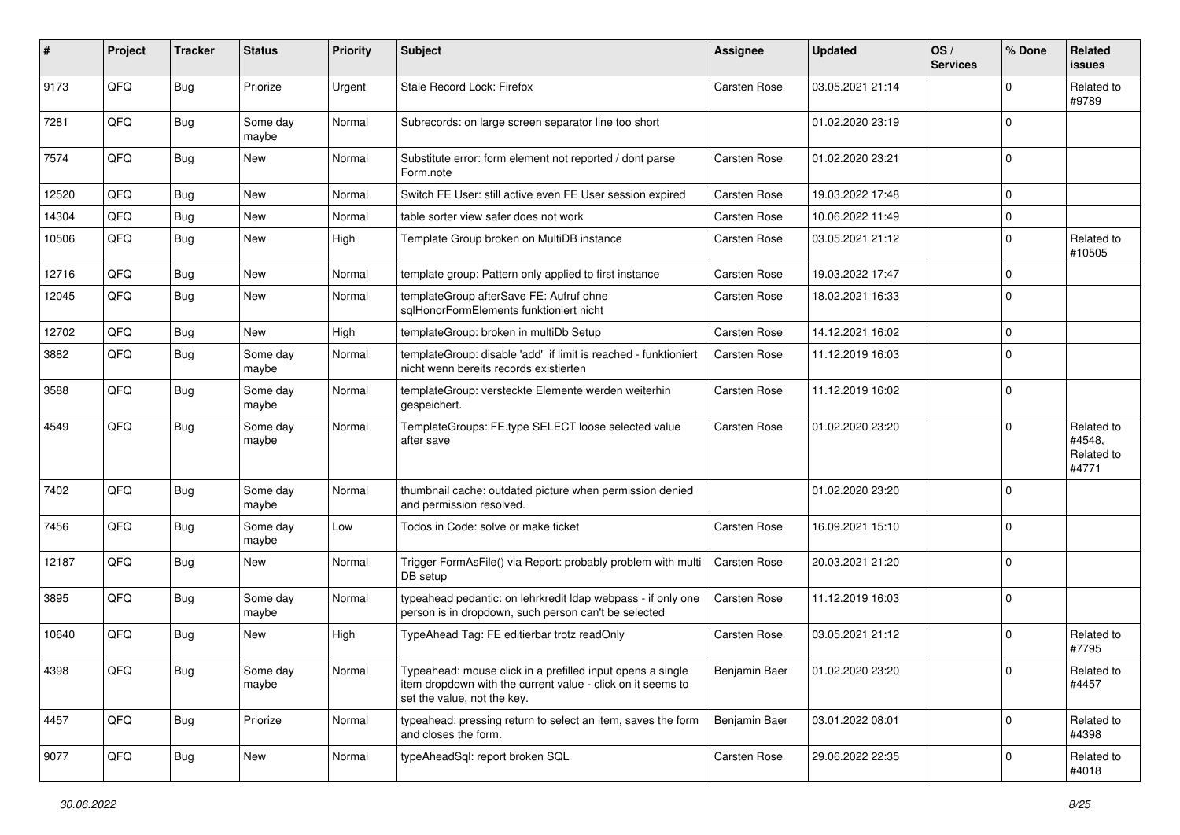| # | Project | Tracker | Status | Priority | Subject | Assignee | Updated | OS / Services | % Done | Related issues |
|---|---|---|---|---|---|---|---|---|---|---|
| 9173 | QFQ | Bug | Priorize | Urgent | Stale Record Lock: Firefox | Carsten Rose | 03.05.2021 21:14 | | 0 | Related to #9789 |
| 7281 | QFQ | Bug | Some day maybe | Normal | Subrecords: on large screen separator line too short | | 01.02.2020 23:19 | | 0 | |
| 7574 | QFQ | Bug | New | Normal | Substitute error: form element not reported / dont parse Form.note | Carsten Rose | 01.02.2020 23:21 | | 0 | |
| 12520 | QFQ | Bug | New | Normal | Switch FE User: still active even FE User session expired | Carsten Rose | 19.03.2022 17:48 | | 0 | |
| 14304 | QFQ | Bug | New | Normal | table sorter view safer does not work | Carsten Rose | 10.06.2022 11:49 | | 0 | |
| 10506 | QFQ | Bug | New | High | Template Group broken on MultiDB instance | Carsten Rose | 03.05.2021 21:12 | | 0 | Related to #10505 |
| 12716 | QFQ | Bug | New | Normal | template group: Pattern only applied to first instance | Carsten Rose | 19.03.2022 17:47 | | 0 | |
| 12045 | QFQ | Bug | New | Normal | templateGroup afterSave FE: Aufruf ohne sqlHonorFormElements funktioniert nicht | Carsten Rose | 18.02.2021 16:33 | | 0 | |
| 12702 | QFQ | Bug | New | High | templateGroup: broken in multiDb Setup | Carsten Rose | 14.12.2021 16:02 | | 0 | |
| 3882 | QFQ | Bug | Some day maybe | Normal | templateGroup: disable 'add' if limit is reached - funktioniert nicht wenn bereits records existierten | Carsten Rose | 11.12.2019 16:03 | | 0 | |
| 3588 | QFQ | Bug | Some day maybe | Normal | templateGroup: versteckte Elemente werden weiterhin gespeichert. | Carsten Rose | 11.12.2019 16:02 | | 0 | |
| 4549 | QFQ | Bug | Some day maybe | Normal | TemplateGroups: FE.type SELECT loose selected value after save | Carsten Rose | 01.02.2020 23:20 | | 0 | Related to #4548, Related to #4771 |
| 7402 | QFQ | Bug | Some day maybe | Normal | thumbnail cache: outdated picture when permission denied and permission resolved. | | 01.02.2020 23:20 | | 0 | |
| 7456 | QFQ | Bug | Some day maybe | Low | Todos in Code: solve or make ticket | Carsten Rose | 16.09.2021 15:10 | | 0 | |
| 12187 | QFQ | Bug | New | Normal | Trigger FormAsFile() via Report: probably problem with multi DB setup | Carsten Rose | 20.03.2021 21:20 | | 0 | |
| 3895 | QFQ | Bug | Some day maybe | Normal | typeahead pedantic: on lehrkredit ldap webpass - if only one person is in dropdown, such person can't be selected | Carsten Rose | 11.12.2019 16:03 | | 0 | |
| 10640 | QFQ | Bug | New | High | TypeAhead Tag: FE editierbar trotz readOnly | Carsten Rose | 03.05.2021 21:12 | | 0 | Related to #7795 |
| 4398 | QFQ | Bug | Some day maybe | Normal | Typeahead: mouse click in a prefilled input opens a single item dropdown with the current value - click on it seems to set the value, not the key. | Benjamin Baer | 01.02.2020 23:20 | | 0 | Related to #4457 |
| 4457 | QFQ | Bug | Priorize | Normal | typeahead: pressing return to select an item, saves the form and closes the form. | Benjamin Baer | 03.01.2022 08:01 | | 0 | Related to #4398 |
| 9077 | QFQ | Bug | New | Normal | typeAheadSql: report broken SQL | Carsten Rose | 29.06.2022 22:35 | | 0 | Related to #4018 |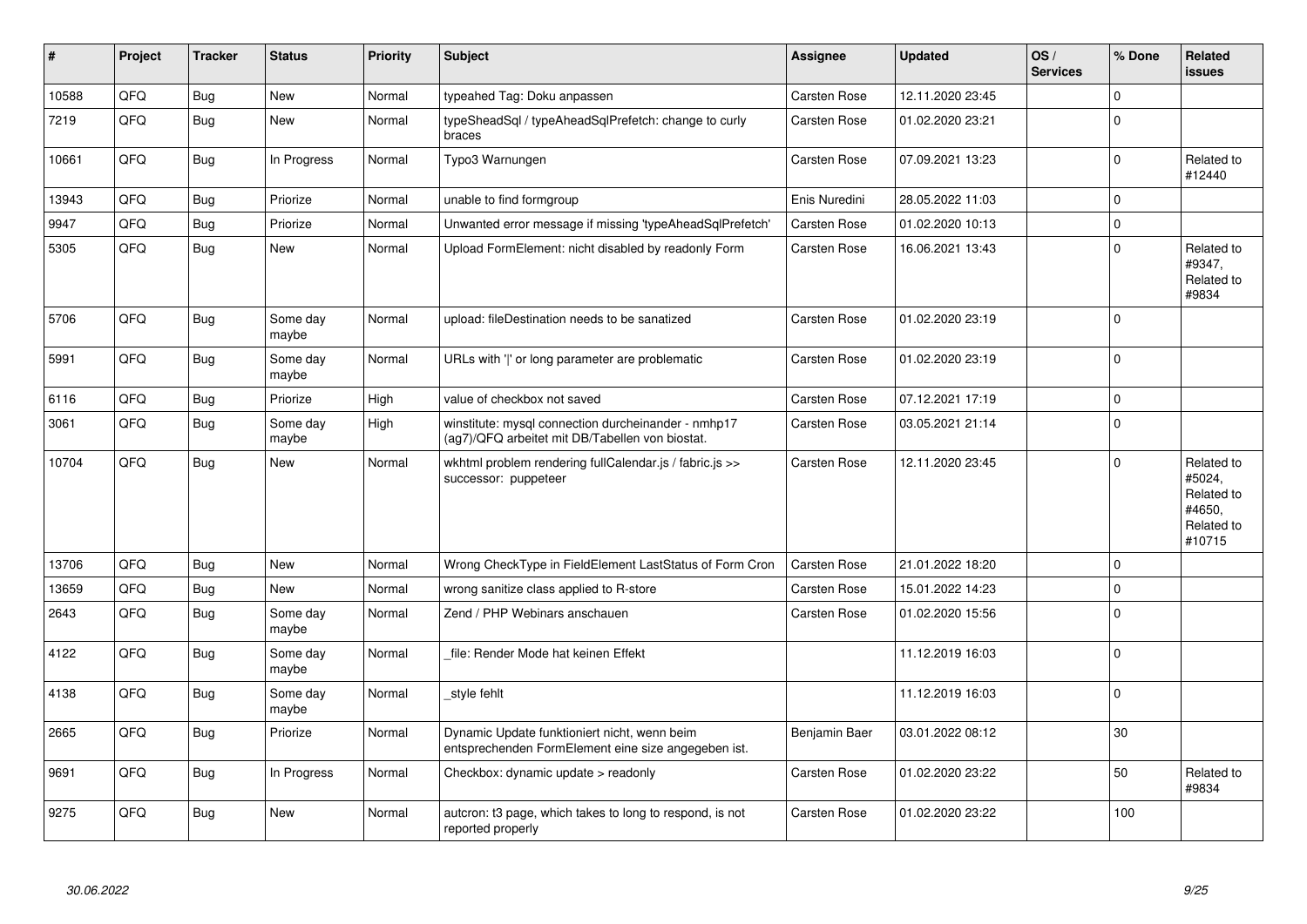| # | Project | Tracker | Status | Priority | Subject | Assignee | Updated | OS / Services | % Done | Related issues |
|---|---|---|---|---|---|---|---|---|---|---|
| 10588 | QFQ | Bug | New | Normal | typeahed Tag: Doku anpassen | Carsten Rose | 12.11.2020 23:45 | | 0 | |
| 7219 | QFQ | Bug | New | Normal | typeSheadSql / typeAheadSqlPrefetch: change to curly braces | Carsten Rose | 01.02.2020 23:21 | | 0 | |
| 10661 | QFQ | Bug | In Progress | Normal | Typo3 Warnungen | Carsten Rose | 07.09.2021 13:23 | | 0 | Related to #12440 |
| 13943 | QFQ | Bug | Priorize | Normal | unable to find formgroup | Enis Nuredini | 28.05.2022 11:03 | | 0 | |
| 9947 | QFQ | Bug | Priorize | Normal | Unwanted error message if missing 'typeAheadSqlPrefetch' | Carsten Rose | 01.02.2020 10:13 | | 0 | |
| 5305 | QFQ | Bug | New | Normal | Upload FormElement: nicht disabled by readonly Form | Carsten Rose | 16.06.2021 13:43 | | 0 | Related to #9347, Related to #9834 |
| 5706 | QFQ | Bug | Some day maybe | Normal | upload: fileDestination needs to be sanatized | Carsten Rose | 01.02.2020 23:19 | | 0 | |
| 5991 | QFQ | Bug | Some day maybe | Normal | URLs with '|' or long parameter are problematic | Carsten Rose | 01.02.2020 23:19 | | 0 | |
| 6116 | QFQ | Bug | Priorize | High | value of checkbox not saved | Carsten Rose | 07.12.2021 17:19 | | 0 | |
| 3061 | QFQ | Bug | Some day maybe | High | winstitute: mysql connection durcheinander - nmhp17 (ag7)/QFQ arbeitet mit DB/Tabellen von biostat. | Carsten Rose | 03.05.2021 21:14 | | 0 | |
| 10704 | QFQ | Bug | New | Normal | wkhtml problem rendering fullCalendar.js / fabric.js >> successor: puppeteer | Carsten Rose | 12.11.2020 23:45 | | 0 | Related to #5024, Related to #4650, Related to #10715 |
| 13706 | QFQ | Bug | New | Normal | Wrong CheckType in FieldElement LastStatus of Form Cron | Carsten Rose | 21.01.2022 18:20 | | 0 | |
| 13659 | QFQ | Bug | New | Normal | wrong sanitize class applied to R-store | Carsten Rose | 15.01.2022 14:23 | | 0 | |
| 2643 | QFQ | Bug | Some day maybe | Normal | Zend / PHP Webinars anschauen | Carsten Rose | 01.02.2020 15:56 | | 0 | |
| 4122 | QFQ | Bug | Some day maybe | Normal | _file: Render Mode hat keinen Effekt | | 11.12.2019 16:03 | | 0 | |
| 4138 | QFQ | Bug | Some day maybe | Normal | _style fehlt | | 11.12.2019 16:03 | | 0 | |
| 2665 | QFQ | Bug | Priorize | Normal | Dynamic Update funktioniert nicht, wenn beim entsprechenden FormElement eine size angegeben ist. | Benjamin Baer | 03.01.2022 08:12 | | 30 | |
| 9691 | QFQ | Bug | In Progress | Normal | Checkbox: dynamic update > readonly | Carsten Rose | 01.02.2020 23:22 | | 50 | Related to #9834 |
| 9275 | QFQ | Bug | New | Normal | autcron: t3 page, which takes to long to respond, is not reported properly | Carsten Rose | 01.02.2020 23:22 | | 100 | |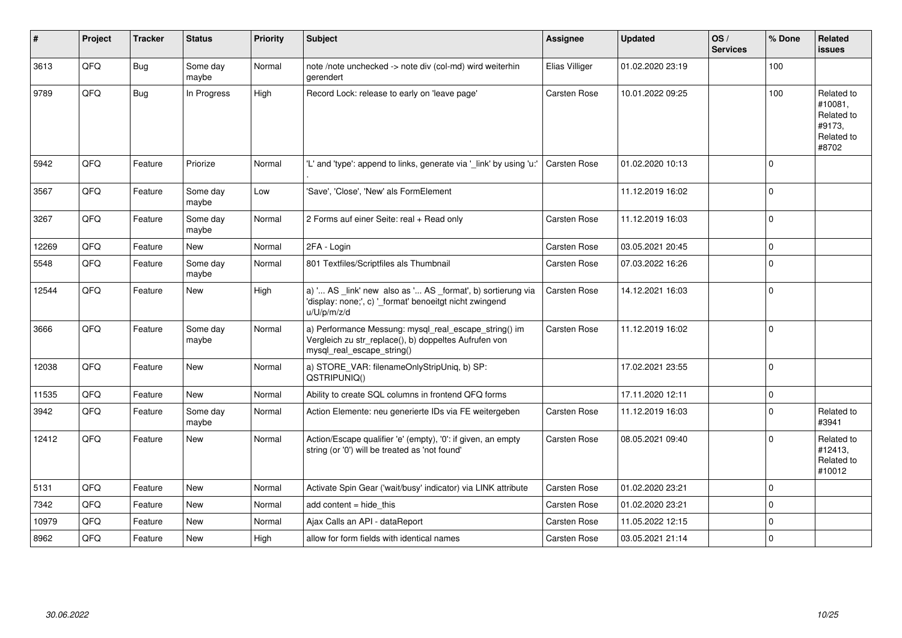| # | Project | Tracker | Status | Priority | Subject | Assignee | Updated | OS / Services | % Done | Related issues |
|---|---|---|---|---|---|---|---|---|---|---|
| 3613 | QFQ | Bug | Some day maybe | Normal | note /note unchecked -> note div (col-md) wird weiterhin gerendert | Elias Villiger | 01.02.2020 23:19 | | 100 | |
| 9789 | QFQ | Bug | In Progress | High | Record Lock: release to early on 'leave page' | Carsten Rose | 10.01.2022 09:25 | | 100 | Related to #10081, Related to #9173, Related to #8702 |
| 5942 | QFQ | Feature | Priorize | Normal | 'L' and 'type': append to links, generate via '_link' by using 'u:' . | Carsten Rose | 01.02.2020 10:13 | | 0 | |
| 3567 | QFQ | Feature | Some day maybe | Low | 'Save', 'Close', 'New' als FormElement | | 11.12.2019 16:02 | | 0 | |
| 3267 | QFQ | Feature | Some day maybe | Normal | 2 Forms auf einer Seite: real + Read only | Carsten Rose | 11.12.2019 16:03 | | 0 | |
| 12269 | QFQ | Feature | New | Normal | 2FA - Login | Carsten Rose | 03.05.2021 20:45 | | 0 | |
| 5548 | QFQ | Feature | Some day maybe | Normal | 801 Textfiles/Scriptfiles als Thumbnail | Carsten Rose | 07.03.2022 16:26 | | 0 | |
| 12544 | QFQ | Feature | New | High | a) '... AS _link' new also as '... AS _format', b) sortierung via 'display: none;', c) '_format' benoeitgt nicht zwingend u/U/p/m/z/d | Carsten Rose | 14.12.2021 16:03 | | 0 | |
| 3666 | QFQ | Feature | Some day maybe | Normal | a) Performance Messung: mysql_real_escape_string() im Vergleich zu str_replace(), b) doppeltes Aufrufen von mysql_real_escape_string() | Carsten Rose | 11.12.2019 16:02 | | 0 | |
| 12038 | QFQ | Feature | New | Normal | a) STORE_VAR: filenameOnlyStripUniq, b) SP: QSTRIPUNIQ() | | 17.02.2021 23:55 | | 0 | |
| 11535 | QFQ | Feature | New | Normal | Ability to create SQL columns in frontend QFQ forms | | 17.11.2020 12:11 | | 0 | |
| 3942 | QFQ | Feature | Some day maybe | Normal | Action Elemente: neu generierte IDs via FE weitergeben | Carsten Rose | 11.12.2019 16:03 | | 0 | Related to #3941 |
| 12412 | QFQ | Feature | New | Normal | Action/Escape qualifier 'e' (empty), '0': if given, an empty string (or '0') will be treated as 'not found' | Carsten Rose | 08.05.2021 09:40 | | 0 | Related to #12413, Related to #10012 |
| 5131 | QFQ | Feature | New | Normal | Activate Spin Gear ('wait/busy' indicator) via LINK attribute | Carsten Rose | 01.02.2020 23:21 | | 0 | |
| 7342 | QFQ | Feature | New | Normal | add content = hide_this | Carsten Rose | 01.02.2020 23:21 | | 0 | |
| 10979 | QFQ | Feature | New | Normal | Ajax Calls an API - dataReport | Carsten Rose | 11.05.2022 12:15 | | 0 | |
| 8962 | QFQ | Feature | New | High | allow for form fields with identical names | Carsten Rose | 03.05.2021 21:14 | | 0 | |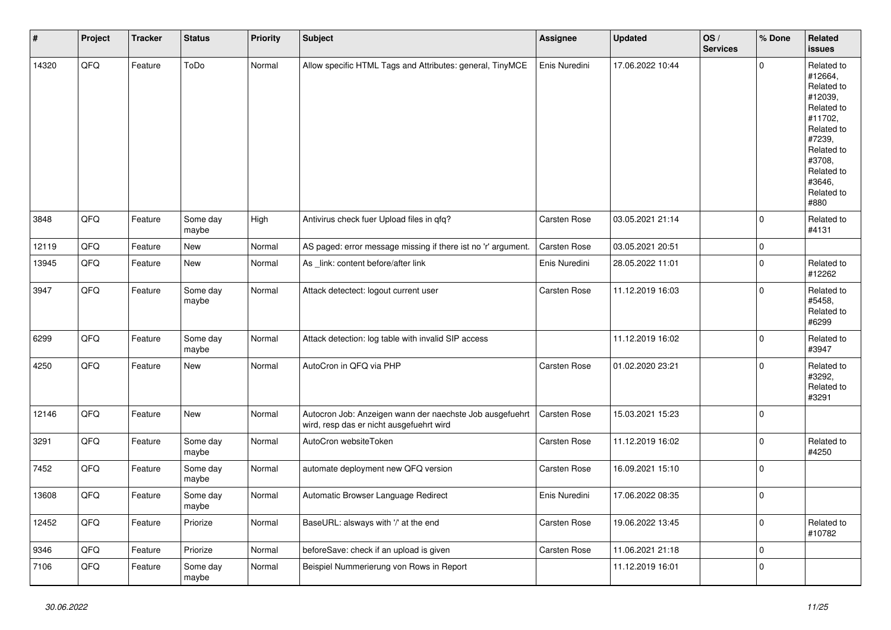| # | Project | Tracker | Status | Priority | Subject | Assignee | Updated | OS / Services | % Done | Related issues |
|---|---|---|---|---|---|---|---|---|---|---|
| 14320 | QFQ | Feature | ToDo | Normal | Allow specific HTML Tags and Attributes: general, TinyMCE | Enis Nuredini | 17.06.2022 10:44 | | 0 | Related to #12664, Related to #12039, Related to #11702, Related to #7239, Related to #3708, Related to #3646, Related to #880 |
| 3848 | QFQ | Feature | Some day maybe | High | Antivirus check fuer Upload files in qfq? | Carsten Rose | 03.05.2021 21:14 | | 0 | Related to #4131 |
| 12119 | QFQ | Feature | New | Normal | AS paged: error message missing if there ist no 'r' argument. | Carsten Rose | 03.05.2021 20:51 | | 0 | |
| 13945 | QFQ | Feature | New | Normal | As _link: content before/after link | Enis Nuredini | 28.05.2022 11:01 | | 0 | Related to #12262 |
| 3947 | QFQ | Feature | Some day maybe | Normal | Attack detectect: logout current user | Carsten Rose | 11.12.2019 16:03 | | 0 | Related to #5458, Related to #6299 |
| 6299 | QFQ | Feature | Some day maybe | Normal | Attack detection: log table with invalid SIP access | | 11.12.2019 16:02 | | 0 | Related to #3947 |
| 4250 | QFQ | Feature | New | Normal | AutoCron in QFQ via PHP | Carsten Rose | 01.02.2020 23:21 | | 0 | Related to #3292, Related to #3291 |
| 12146 | QFQ | Feature | New | Normal | Autocron Job: Anzeigen wann der naechste Job ausgefuehrt wird, resp das er nicht ausgefuehrt wird | Carsten Rose | 15.03.2021 15:23 | | 0 | |
| 3291 | QFQ | Feature | Some day maybe | Normal | AutoCron websiteToken | Carsten Rose | 11.12.2019 16:02 | | 0 | Related to #4250 |
| 7452 | QFQ | Feature | Some day maybe | Normal | automate deployment new QFQ version | Carsten Rose | 16.09.2021 15:10 | | 0 | |
| 13608 | QFQ | Feature | Some day maybe | Normal | Automatic Browser Language Redirect | Enis Nuredini | 17.06.2022 08:35 | | 0 | |
| 12452 | QFQ | Feature | Priorize | Normal | BaseURL: alsways with '/' at the end | Carsten Rose | 19.06.2022 13:45 | | 0 | Related to #10782 |
| 9346 | QFQ | Feature | Priorize | Normal | beforeSave: check if an upload is given | Carsten Rose | 11.06.2021 21:18 | | 0 | |
| 7106 | QFQ | Feature | Some day maybe | Normal | Beispiel Nummerierung von Rows in Report | | 11.12.2019 16:01 | | 0 | |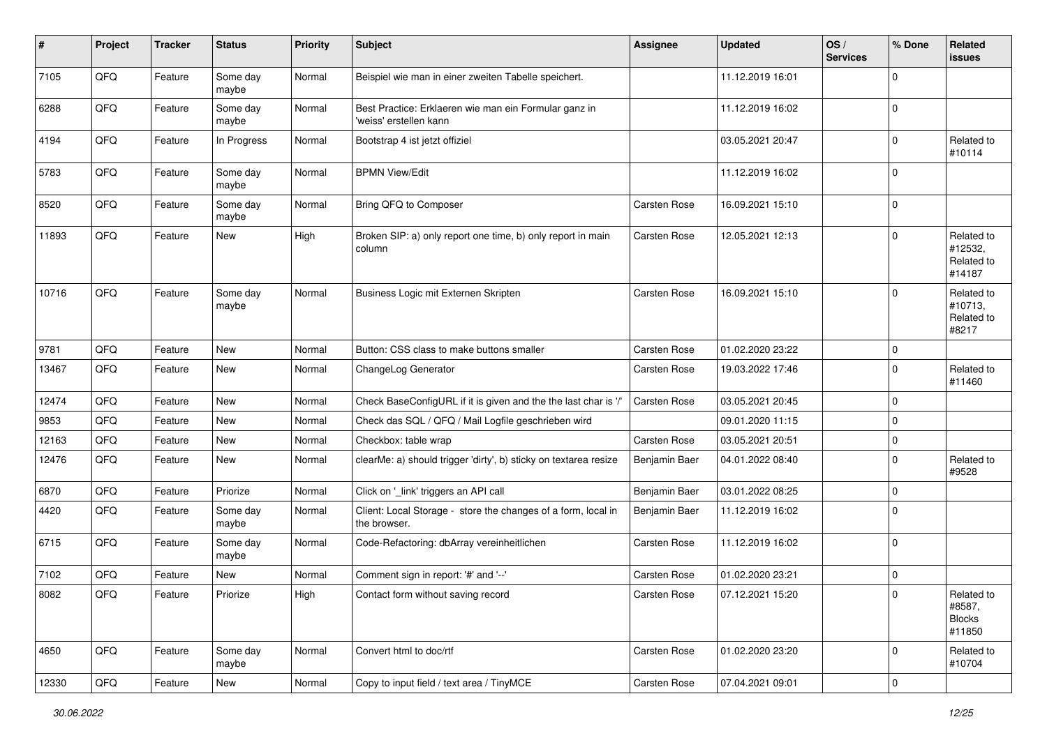| # | Project | Tracker | Status | Priority | Subject | Assignee | Updated | OS / Services | % Done | Related issues |
|---|---|---|---|---|---|---|---|---|---|---|
| 7105 | QFQ | Feature | Some day maybe | Normal | Beispiel wie man in einer zweiten Tabelle speichert. | | 11.12.2019 16:01 | | 0 | |
| 6288 | QFQ | Feature | Some day maybe | Normal | Best Practice: Erklaeren wie man ein Formular ganz in 'weiss' erstellen kann | | 11.12.2019 16:02 | | 0 | |
| 4194 | QFQ | Feature | In Progress | Normal | Bootstrap 4 ist jetzt offiziel | | 03.05.2021 20:47 | | 0 | Related to #10114 |
| 5783 | QFQ | Feature | Some day maybe | Normal | BPMN View/Edit | | 11.12.2019 16:02 | | 0 | |
| 8520 | QFQ | Feature | Some day maybe | Normal | Bring QFQ to Composer | Carsten Rose | 16.09.2021 15:10 | | 0 | |
| 11893 | QFQ | Feature | New | High | Broken SIP: a) only report one time, b) only report in main column | Carsten Rose | 12.05.2021 12:13 | | 0 | Related to #12532, Related to #14187 |
| 10716 | QFQ | Feature | Some day maybe | Normal | Business Logic mit Externen Skripten | Carsten Rose | 16.09.2021 15:10 | | 0 | Related to #10713, Related to #8217 |
| 9781 | QFQ | Feature | New | Normal | Button: CSS class to make buttons smaller | Carsten Rose | 01.02.2020 23:22 | | 0 | |
| 13467 | QFQ | Feature | New | Normal | ChangeLog Generator | Carsten Rose | 19.03.2022 17:46 | | 0 | Related to #11460 |
| 12474 | QFQ | Feature | New | Normal | Check BaseConfigURL if it is given and the the last char is '/' | Carsten Rose | 03.05.2021 20:45 | | 0 | |
| 9853 | QFQ | Feature | New | Normal | Check das SQL / QFQ / Mail Logfile geschrieben wird | | 09.01.2020 11:15 | | 0 | |
| 12163 | QFQ | Feature | New | Normal | Checkbox: table wrap | Carsten Rose | 03.05.2021 20:51 | | 0 | |
| 12476 | QFQ | Feature | New | Normal | clearMe: a) should trigger 'dirty', b) sticky on textarea resize | Benjamin Baer | 04.01.2022 08:40 | | 0 | Related to #9528 |
| 6870 | QFQ | Feature | Priorize | Normal | Click on '_link' triggers an API call | Benjamin Baer | 03.01.2022 08:25 | | 0 | |
| 4420 | QFQ | Feature | Some day maybe | Normal | Client: Local Storage - store the changes of a form, local in the browser. | Benjamin Baer | 11.12.2019 16:02 | | 0 | |
| 6715 | QFQ | Feature | Some day maybe | Normal | Code-Refactoring: dbArray vereinheitlichen | Carsten Rose | 11.12.2019 16:02 | | 0 | |
| 7102 | QFQ | Feature | New | Normal | Comment sign in report: '#' and '--' | Carsten Rose | 01.02.2020 23:21 | | 0 | |
| 8082 | QFQ | Feature | Priorize | High | Contact form without saving record | Carsten Rose | 07.12.2021 15:20 | | 0 | Related to #8587, Blocks #11850 |
| 4650 | QFQ | Feature | Some day maybe | Normal | Convert html to doc/rtf | Carsten Rose | 01.02.2020 23:20 | | 0 | Related to #10704 |
| 12330 | QFQ | Feature | New | Normal | Copy to input field / text area / TinyMCE | Carsten Rose | 07.04.2021 09:01 | | 0 | |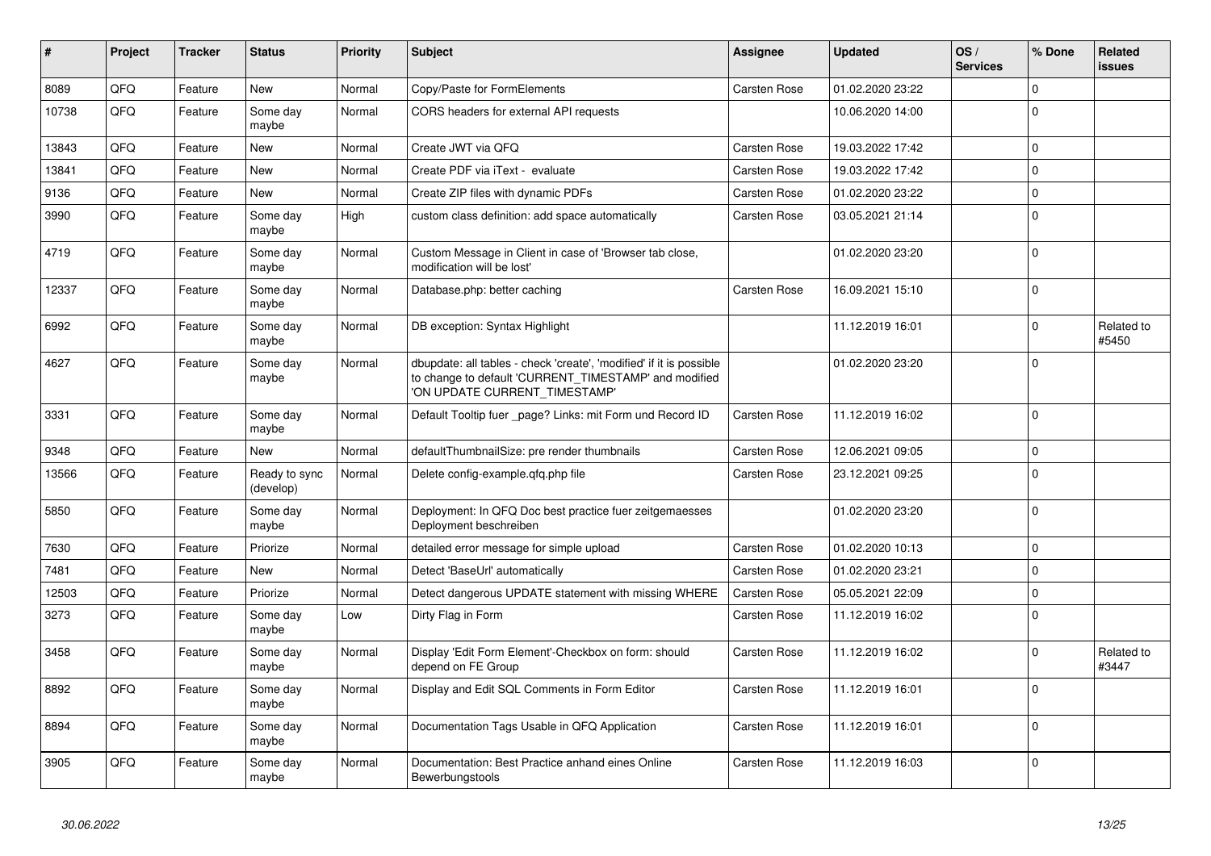| # | Project | Tracker | Status | Priority | Subject | Assignee | Updated | OS / Services | % Done | Related issues |
|---|---|---|---|---|---|---|---|---|---|---|
| 8089 | QFQ | Feature | New | Normal | Copy/Paste for FormElements | Carsten Rose | 01.02.2020 23:22 | | 0 | |
| 10738 | QFQ | Feature | Some day maybe | Normal | CORS headers for external API requests | | 10.06.2020 14:00 | | 0 | |
| 13843 | QFQ | Feature | New | Normal | Create JWT via QFQ | Carsten Rose | 19.03.2022 17:42 | | 0 | |
| 13841 | QFQ | Feature | New | Normal | Create PDF via iText - evaluate | Carsten Rose | 19.03.2022 17:42 | | 0 | |
| 9136 | QFQ | Feature | New | Normal | Create ZIP files with dynamic PDFs | Carsten Rose | 01.02.2020 23:22 | | 0 | |
| 3990 | QFQ | Feature | Some day maybe | High | custom class definition: add space automatically | Carsten Rose | 03.05.2021 21:14 | | 0 | |
| 4719 | QFQ | Feature | Some day maybe | Normal | Custom Message in Client in case of 'Browser tab close, modification will be lost' | | 01.02.2020 23:20 | | 0 | |
| 12337 | QFQ | Feature | Some day maybe | Normal | Database.php: better caching | Carsten Rose | 16.09.2021 15:10 | | 0 | |
| 6992 | QFQ | Feature | Some day maybe | Normal | DB exception: Syntax Highlight | | 11.12.2019 16:01 | | 0 | Related to #5450 |
| 4627 | QFQ | Feature | Some day maybe | Normal | dbupdate: all tables - check 'create', 'modified' if it is possible to change to default 'CURRENT_TIMESTAMP' and modified 'ON UPDATE CURRENT_TIMESTAMP' | | 01.02.2020 23:20 | | 0 | |
| 3331 | QFQ | Feature | Some day maybe | Normal | Default Tooltip fuer _page? Links: mit Form und Record ID | Carsten Rose | 11.12.2019 16:02 | | 0 | |
| 9348 | QFQ | Feature | New | Normal | defaultThumbnailSize: pre render thumbnails | Carsten Rose | 12.06.2021 09:05 | | 0 | |
| 13566 | QFQ | Feature | Ready to sync (develop) | Normal | Delete config-example.qfq.php file | Carsten Rose | 23.12.2021 09:25 | | 0 | |
| 5850 | QFQ | Feature | Some day maybe | Normal | Deployment: In QFQ Doc best practice fuer zeitgemaesses Deployment beschreiben | | 01.02.2020 23:20 | | 0 | |
| 7630 | QFQ | Feature | Priorize | Normal | detailed error message for simple upload | Carsten Rose | 01.02.2020 10:13 | | 0 | |
| 7481 | QFQ | Feature | New | Normal | Detect 'BaseUrl' automatically | Carsten Rose | 01.02.2020 23:21 | | 0 | |
| 12503 | QFQ | Feature | Priorize | Normal | Detect dangerous UPDATE statement with missing WHERE | Carsten Rose | 05.05.2021 22:09 | | 0 | |
| 3273 | QFQ | Feature | Some day maybe | Low | Dirty Flag in Form | Carsten Rose | 11.12.2019 16:02 | | 0 | |
| 3458 | QFQ | Feature | Some day maybe | Normal | Display 'Edit Form Element'-Checkbox on form: should depend on FE Group | Carsten Rose | 11.12.2019 16:02 | | 0 | Related to #3447 |
| 8892 | QFQ | Feature | Some day maybe | Normal | Display and Edit SQL Comments in Form Editor | Carsten Rose | 11.12.2019 16:01 | | 0 | |
| 8894 | QFQ | Feature | Some day maybe | Normal | Documentation Tags Usable in QFQ Application | Carsten Rose | 11.12.2019 16:01 | | 0 | |
| 3905 | QFQ | Feature | Some day maybe | Normal | Documentation: Best Practice anhand eines Online Bewerbungstools | Carsten Rose | 11.12.2019 16:03 | | 0 | |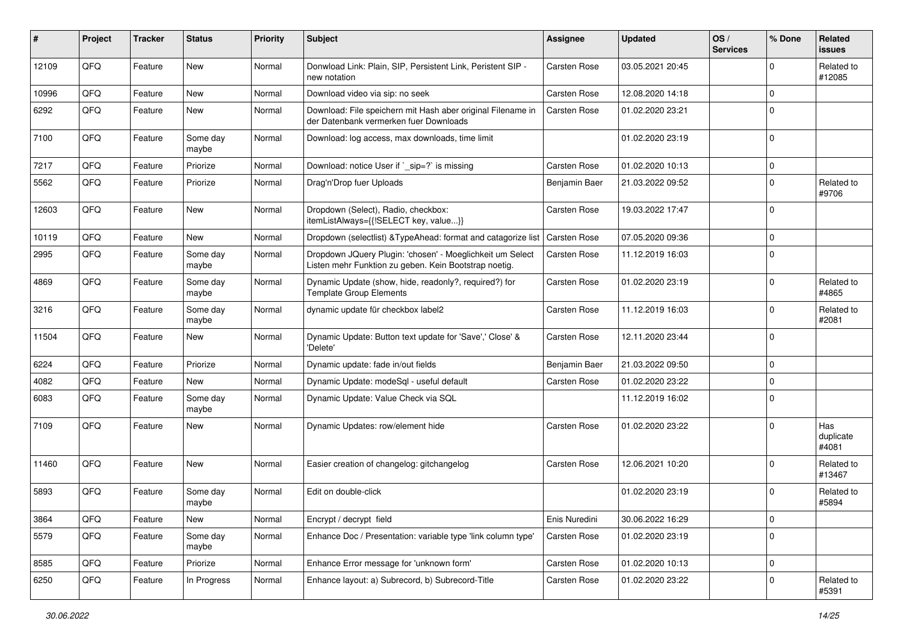| # | Project | Tracker | Status | Priority | Subject | Assignee | Updated | OS / Services | % Done | Related issues |
|---|---|---|---|---|---|---|---|---|---|---|
| 12109 | QFQ | Feature | New | Normal | Donwload Link: Plain, SIP, Persistent Link, Peristent SIP - new notation | Carsten Rose | 03.05.2021 20:45 | | 0 | Related to #12085 |
| 10996 | QFQ | Feature | New | Normal | Download video via sip: no seek | Carsten Rose | 12.08.2020 14:18 | | 0 | |
| 6292 | QFQ | Feature | New | Normal | Download: File speichern mit Hash aber original Filename in der Datenbank vermerken fuer Downloads | Carsten Rose | 01.02.2020 23:21 | | 0 | |
| 7100 | QFQ | Feature | Some day maybe | Normal | Download: log access, max downloads, time limit | | 01.02.2020 23:19 | | 0 | |
| 7217 | QFQ | Feature | Priorize | Normal | Download: notice User if `_sip=?` is missing | Carsten Rose | 01.02.2020 10:13 | | 0 | |
| 5562 | QFQ | Feature | Priorize | Normal | Drag'n'Drop fuer Uploads | Benjamin Baer | 21.03.2022 09:52 | | 0 | Related to #9706 |
| 12603 | QFQ | Feature | New | Normal | Dropdown (Select), Radio, checkbox: itemListAlways={{!SELECT key, value...}} | Carsten Rose | 19.03.2022 17:47 | | 0 | |
| 10119 | QFQ | Feature | New | Normal | Dropdown (selectlist) &TypeAhead: format and catagorize list | Carsten Rose | 07.05.2020 09:36 | | 0 | |
| 2995 | QFQ | Feature | Some day maybe | Normal | Dropdown JQuery Plugin: 'chosen' - Moeglichkeit um Select Listen mehr Funktion zu geben. Kein Bootstrap noetig. | Carsten Rose | 11.12.2019 16:03 | | 0 | |
| 4869 | QFQ | Feature | Some day maybe | Normal | Dynamic Update (show, hide, readonly?, required?) for Template Group Elements | Carsten Rose | 01.02.2020 23:19 | | 0 | Related to #4865 |
| 3216 | QFQ | Feature | Some day maybe | Normal | dynamic update für checkbox label2 | Carsten Rose | 11.12.2019 16:03 | | 0 | Related to #2081 |
| 11504 | QFQ | Feature | New | Normal | Dynamic Update: Button text update for 'Save',' Close' & 'Delete' | Carsten Rose | 12.11.2020 23:44 | | 0 | |
| 6224 | QFQ | Feature | Priorize | Normal | Dynamic update: fade in/out fields | Benjamin Baer | 21.03.2022 09:50 | | 0 | |
| 4082 | QFQ | Feature | New | Normal | Dynamic Update: modeSql - useful default | Carsten Rose | 01.02.2020 23:22 | | 0 | |
| 6083 | QFQ | Feature | Some day maybe | Normal | Dynamic Update: Value Check via SQL | | 11.12.2019 16:02 | | 0 | |
| 7109 | QFQ | Feature | New | Normal | Dynamic Updates: row/element hide | Carsten Rose | 01.02.2020 23:22 | | 0 | Has duplicate #4081 |
| 11460 | QFQ | Feature | New | Normal | Easier creation of changelog: gitchangelog | Carsten Rose | 12.06.2021 10:20 | | 0 | Related to #13467 |
| 5893 | QFQ | Feature | Some day maybe | Normal | Edit on double-click | | 01.02.2020 23:19 | | 0 | Related to #5894 |
| 3864 | QFQ | Feature | New | Normal | Encrypt / decrypt field | Enis Nuredini | 30.06.2022 16:29 | | 0 | |
| 5579 | QFQ | Feature | Some day maybe | Normal | Enhance Doc / Presentation: variable type 'link column type' | Carsten Rose | 01.02.2020 23:19 | | 0 | |
| 8585 | QFQ | Feature | Priorize | Normal | Enhance Error message for 'unknown form' | Carsten Rose | 01.02.2020 10:13 | | 0 | |
| 6250 | QFQ | Feature | In Progress | Normal | Enhance layout: a) Subrecord, b) Subrecord-Title | Carsten Rose | 01.02.2020 23:22 | | 0 | Related to #5391 |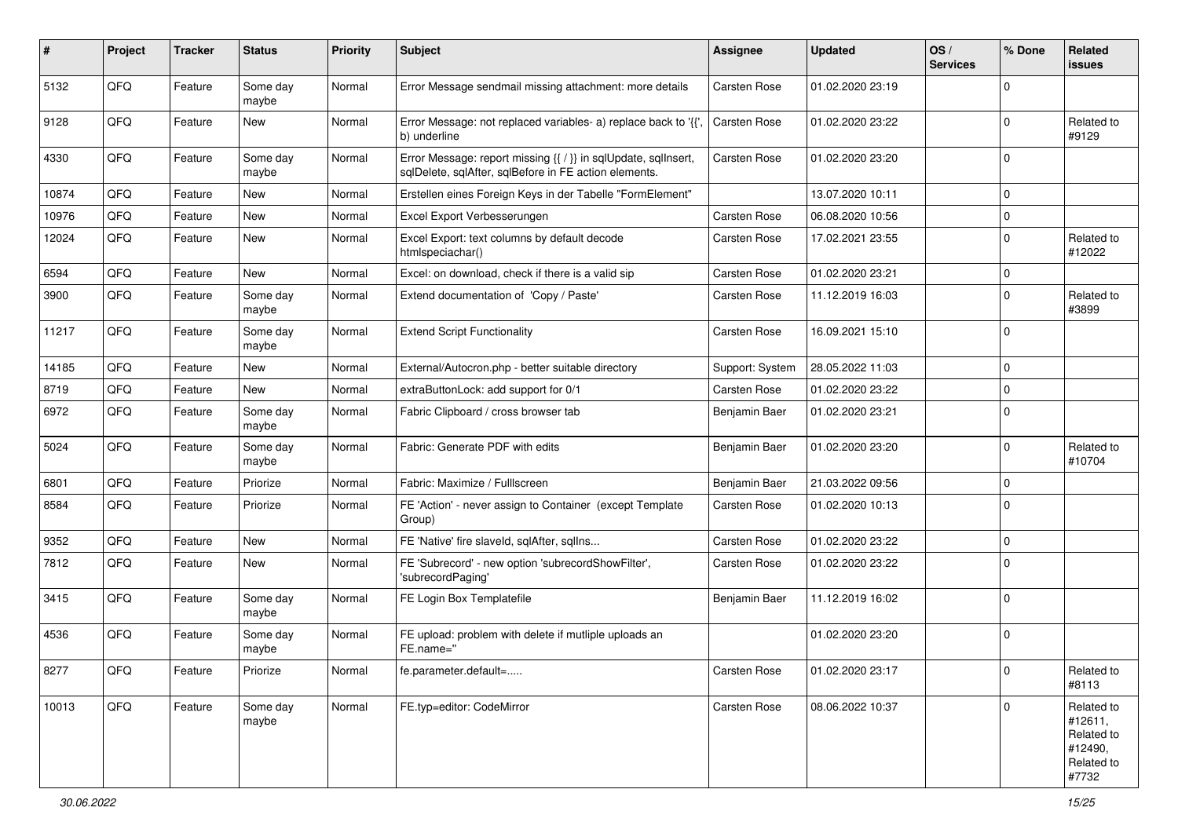| # | Project | Tracker | Status | Priority | Subject | Assignee | Updated | OS / Services | % Done | Related issues |
|---|---|---|---|---|---|---|---|---|---|---|
| 5132 | QFQ | Feature | Some day maybe | Normal | Error Message sendmail missing attachment: more details | Carsten Rose | 01.02.2020 23:19 | | 0 | |
| 9128 | QFQ | Feature | New | Normal | Error Message: not replaced variables- a) replace back to '{{', b) underline | Carsten Rose | 01.02.2020 23:22 | | 0 | Related to #9129 |
| 4330 | QFQ | Feature | Some day maybe | Normal | Error Message: report missing {{ / }} in sqlUpdate, sqlInsert, sqlDelete, sqlAfter, sqlBefore in FE action elements. | Carsten Rose | 01.02.2020 23:20 | | 0 | |
| 10874 | QFQ | Feature | New | Normal | Erstellen eines Foreign Keys in der Tabelle "FormElement" | | 13.07.2020 10:11 | | 0 | |
| 10976 | QFQ | Feature | New | Normal | Excel Export Verbesserungen | Carsten Rose | 06.08.2020 10:56 | | 0 | |
| 12024 | QFQ | Feature | New | Normal | Excel Export: text columns by default decode htmlspeciachar() | Carsten Rose | 17.02.2021 23:55 | | 0 | Related to #12022 |
| 6594 | QFQ | Feature | New | Normal | Excel: on download, check if there is a valid sip | Carsten Rose | 01.02.2020 23:21 | | 0 | |
| 3900 | QFQ | Feature | Some day maybe | Normal | Extend documentation of 'Copy / Paste' | Carsten Rose | 11.12.2019 16:03 | | 0 | Related to #3899 |
| 11217 | QFQ | Feature | Some day maybe | Normal | Extend Script Functionality | Carsten Rose | 16.09.2021 15:10 | | 0 | |
| 14185 | QFQ | Feature | New | Normal | External/Autocron.php - better suitable directory | Support: System | 28.05.2022 11:03 | | 0 | |
| 8719 | QFQ | Feature | New | Normal | extraButtonLock: add support for 0/1 | Carsten Rose | 01.02.2020 23:22 | | 0 | |
| 6972 | QFQ | Feature | Some day maybe | Normal | Fabric Clipboard / cross browser tab | Benjamin Baer | 01.02.2020 23:21 | | 0 | |
| 5024 | QFQ | Feature | Some day maybe | Normal | Fabric: Generate PDF with edits | Benjamin Baer | 01.02.2020 23:20 | | 0 | Related to #10704 |
| 6801 | QFQ | Feature | Priorize | Normal | Fabric: Maximize / FullIscreen | Benjamin Baer | 21.03.2022 09:56 | | 0 | |
| 8584 | QFQ | Feature | Priorize | Normal | FE 'Action' - never assign to Container (except Template Group) | Carsten Rose | 01.02.2020 10:13 | | 0 | |
| 9352 | QFQ | Feature | New | Normal | FE 'Native' fire slaveld, sqlAfter, sqlIns... | Carsten Rose | 01.02.2020 23:22 | | 0 | |
| 7812 | QFQ | Feature | New | Normal | FE 'Subrecord' - new option 'subrecordShowFilter', 'subrecordPaging' | Carsten Rose | 01.02.2020 23:22 | | 0 | |
| 3415 | QFQ | Feature | Some day maybe | Normal | FE Login Box Templatefile | Benjamin Baer | 11.12.2019 16:02 | | 0 | |
| 4536 | QFQ | Feature | Some day maybe | Normal | FE upload: problem with delete if mutliple uploads an FE.name=" | | 01.02.2020 23:20 | | 0 | |
| 8277 | QFQ | Feature | Priorize | Normal | fe.parameter.default=..... | Carsten Rose | 01.02.2020 23:17 | | 0 | Related to #8113 |
| 10013 | QFQ | Feature | Some day maybe | Normal | FE.typ=editor: CodeMirror | Carsten Rose | 08.06.2022 10:37 | | 0 | Related to #12611, Related to #12490, Related to #7732 |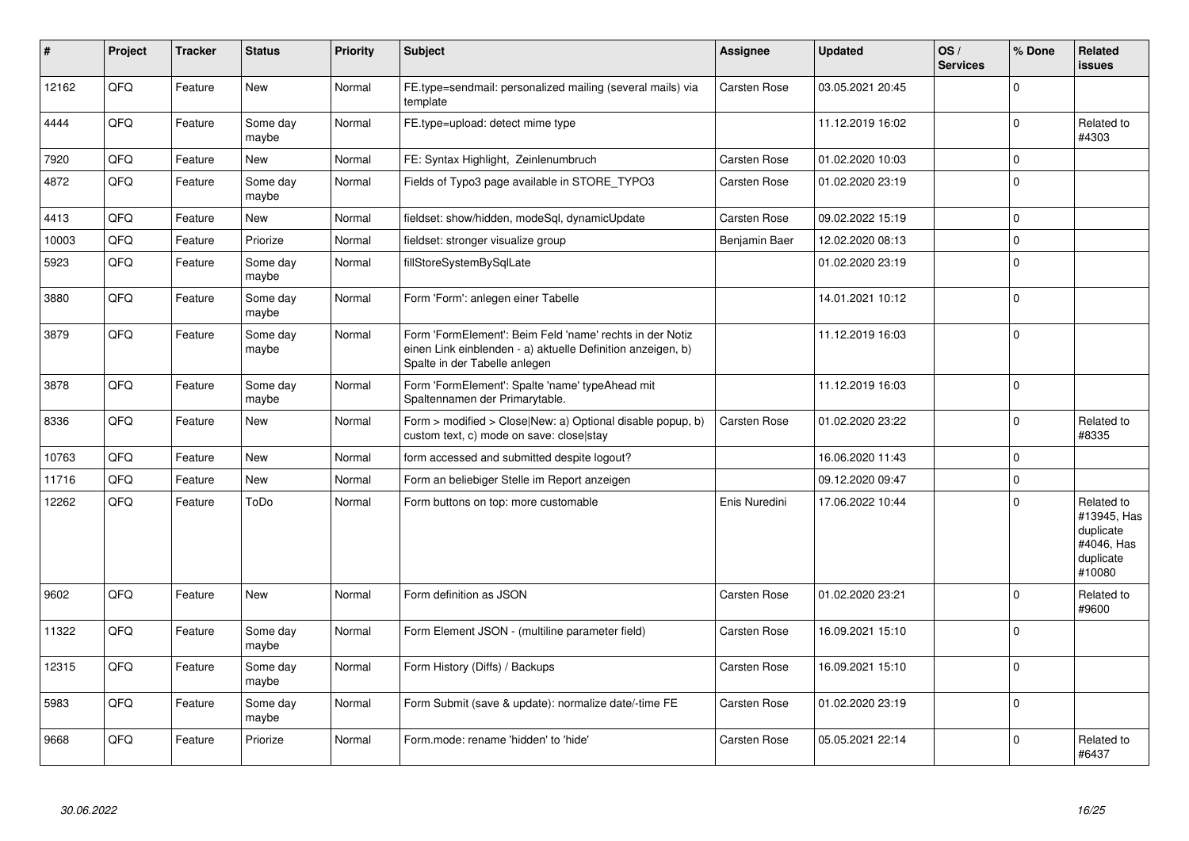| # | Project | Tracker | Status | Priority | Subject | Assignee | Updated | OS / Services | % Done | Related issues |
|---|---|---|---|---|---|---|---|---|---|---|
| 12162 | QFQ | Feature | New | Normal | FE.type=sendmail: personalized mailing (several mails) via template | Carsten Rose | 03.05.2021 20:45 | | 0 | |
| 4444 | QFQ | Feature | Some day maybe | Normal | FE.type=upload: detect mime type | | 11.12.2019 16:02 | | 0 | Related to #4303 |
| 7920 | QFQ | Feature | New | Normal | FE: Syntax Highlight, Zeinlenumbruch | Carsten Rose | 01.02.2020 10:03 | | 0 | |
| 4872 | QFQ | Feature | Some day maybe | Normal | Fields of Typo3 page available in STORE_TYPO3 | Carsten Rose | 01.02.2020 23:19 | | 0 | |
| 4413 | QFQ | Feature | New | Normal | fieldset: show/hidden, modeSql, dynamicUpdate | Carsten Rose | 09.02.2022 15:19 | | 0 | |
| 10003 | QFQ | Feature | Priorize | Normal | fieldset: stronger visualize group | Benjamin Baer | 12.02.2020 08:13 | | 0 | |
| 5923 | QFQ | Feature | Some day maybe | Normal | fillStoreSystemBySqlLate | | 01.02.2020 23:19 | | 0 | |
| 3880 | QFQ | Feature | Some day maybe | Normal | Form 'Form': anlegen einer Tabelle | | 14.01.2021 10:12 | | 0 | |
| 3879 | QFQ | Feature | Some day maybe | Normal | Form 'FormElement': Beim Feld 'name' rechts in der Notiz einen Link einblenden - a) aktuelle Definition anzeigen, b) Spalte in der Tabelle anlegen | | 11.12.2019 16:03 | | 0 | |
| 3878 | QFQ | Feature | Some day maybe | Normal | Form 'FormElement': Spalte 'name' typeAhead mit Spaltennamen der Primarytable. | | 11.12.2019 16:03 | | 0 | |
| 8336 | QFQ | Feature | New | Normal | Form > modified > Close\|New: a) Optional disable popup, b) custom text, c) mode on save: close\|stay | Carsten Rose | 01.02.2020 23:22 | | 0 | Related to #8335 |
| 10763 | QFQ | Feature | New | Normal | form accessed and submitted despite logout? | | 16.06.2020 11:43 | | 0 | |
| 11716 | QFQ | Feature | New | Normal | Form an beliebiger Stelle im Report anzeigen | | 09.12.2020 09:47 | | 0 | |
| 12262 | QFQ | Feature | ToDo | Normal | Form buttons on top: more customable | Enis Nuredini | 17.06.2022 10:44 | | 0 | Related to #13945, Has duplicate #4046, Has duplicate #10080 |
| 9602 | QFQ | Feature | New | Normal | Form definition as JSON | Carsten Rose | 01.02.2020 23:21 | | 0 | Related to #9600 |
| 11322 | QFQ | Feature | Some day maybe | Normal | Form Element JSON - (multiline parameter field) | Carsten Rose | 16.09.2021 15:10 | | 0 | |
| 12315 | QFQ | Feature | Some day maybe | Normal | Form History (Diffs) / Backups | Carsten Rose | 16.09.2021 15:10 | | 0 | |
| 5983 | QFQ | Feature | Some day maybe | Normal | Form Submit (save & update): normalize date/-time FE | Carsten Rose | 01.02.2020 23:19 | | 0 | |
| 9668 | QFQ | Feature | Priorize | Normal | Form.mode: rename 'hidden' to 'hide' | Carsten Rose | 05.05.2021 22:14 | | 0 | Related to #6437 |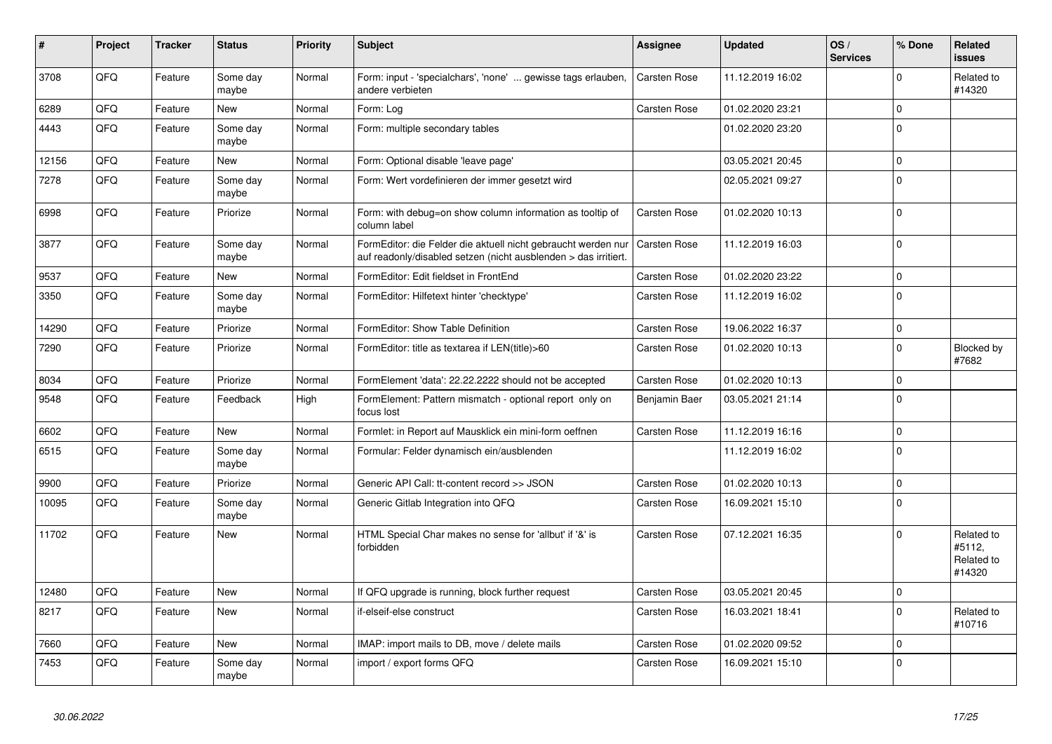| # | Project | Tracker | Status | Priority | Subject | Assignee | Updated | OS / Services | % Done | Related issues |
|---|---|---|---|---|---|---|---|---|---|---|
| 3708 | QFQ | Feature | Some day maybe | Normal | Form: input - 'specialchars', 'none' ... gewisse tags erlauben, andere verbieten | Carsten Rose | 11.12.2019 16:02 | | 0 | Related to #14320 |
| 6289 | QFQ | Feature | New | Normal | Form: Log | Carsten Rose | 01.02.2020 23:21 | | 0 | |
| 4443 | QFQ | Feature | Some day maybe | Normal | Form: multiple secondary tables | | 01.02.2020 23:20 | | 0 | |
| 12156 | QFQ | Feature | New | Normal | Form: Optional disable 'leave page' | | 03.05.2021 20:45 | | 0 | |
| 7278 | QFQ | Feature | Some day maybe | Normal | Form: Wert vordefinieren der immer gesetzt wird | | 02.05.2021 09:27 | | 0 | |
| 6998 | QFQ | Feature | Priorize | Normal | Form: with debug=on show column information as tooltip of column label | Carsten Rose | 01.02.2020 10:13 | | 0 | |
| 3877 | QFQ | Feature | Some day maybe | Normal | FormEditor: die Felder die aktuell nicht gebraucht werden nur auf readonly/disabled setzen (nicht ausblenden > das irritiert. | Carsten Rose | 11.12.2019 16:03 | | 0 | |
| 9537 | QFQ | Feature | New | Normal | FormEditor: Edit fieldset in FrontEnd | Carsten Rose | 01.02.2020 23:22 | | 0 | |
| 3350 | QFQ | Feature | Some day maybe | Normal | FormEditor: Hilfetext hinter 'checktype' | Carsten Rose | 11.12.2019 16:02 | | 0 | |
| 14290 | QFQ | Feature | Priorize | Normal | FormEditor: Show Table Definition | Carsten Rose | 19.06.2022 16:37 | | 0 | |
| 7290 | QFQ | Feature | Priorize | Normal | FormEditor: title as textarea if LEN(title)>60 | Carsten Rose | 01.02.2020 10:13 | | 0 | Blocked by #7682 |
| 8034 | QFQ | Feature | Priorize | Normal | FormElement 'data': 22.22.2222 should not be accepted | Carsten Rose | 01.02.2020 10:13 | | 0 | |
| 9548 | QFQ | Feature | Feedback | High | FormElement: Pattern mismatch - optional report only on focus lost | Benjamin Baer | 03.05.2021 21:14 | | 0 | |
| 6602 | QFQ | Feature | New | Normal | Formlet: in Report auf Mausklick ein mini-form oeffnen | Carsten Rose | 11.12.2019 16:16 | | 0 | |
| 6515 | QFQ | Feature | Some day maybe | Normal | Formular: Felder dynamisch ein/ausblenden | | 11.12.2019 16:02 | | 0 | |
| 9900 | QFQ | Feature | Priorize | Normal | Generic API Call: tt-content record >> JSON | Carsten Rose | 01.02.2020 10:13 | | 0 | |
| 10095 | QFQ | Feature | Some day maybe | Normal | Generic Gitlab Integration into QFQ | Carsten Rose | 16.09.2021 15:10 | | 0 | |
| 11702 | QFQ | Feature | New | Normal | HTML Special Char makes no sense for 'allbut' if '&' is forbidden | Carsten Rose | 07.12.2021 16:35 | | 0 | Related to #5112, Related to #14320 |
| 12480 | QFQ | Feature | New | Normal | If QFQ upgrade is running, block further request | Carsten Rose | 03.05.2021 20:45 | | 0 | |
| 8217 | QFQ | Feature | New | Normal | if-elseif-else construct | Carsten Rose | 16.03.2021 18:41 | | 0 | Related to #10716 |
| 7660 | QFQ | Feature | New | Normal | IMAP: import mails to DB, move / delete mails | Carsten Rose | 01.02.2020 09:52 | | 0 | |
| 7453 | QFQ | Feature | Some day maybe | Normal | import / export forms QFQ | Carsten Rose | 16.09.2021 15:10 | | 0 | |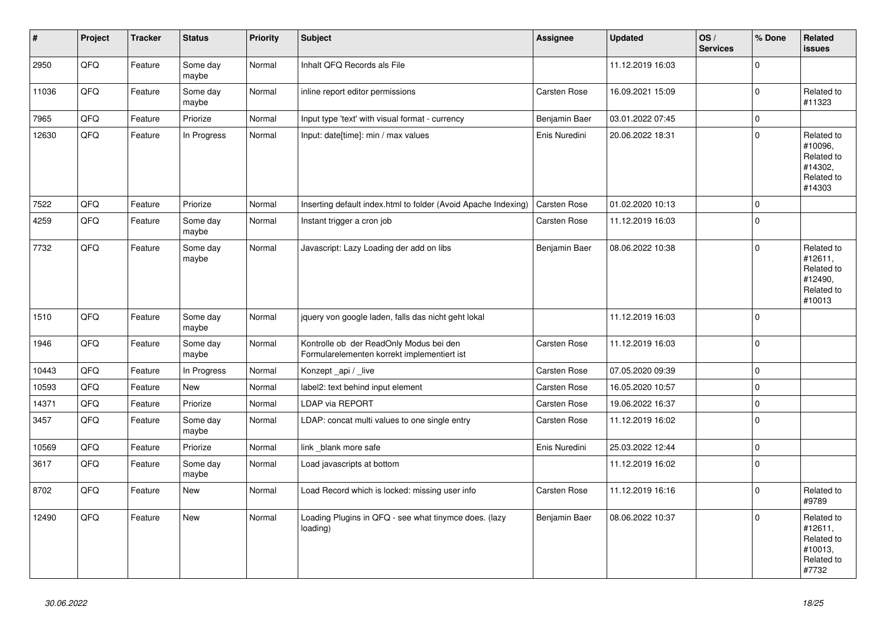| # | Project | Tracker | Status | Priority | Subject | Assignee | Updated | OS / Services | % Done | Related issues |
|---|---|---|---|---|---|---|---|---|---|---|
| 2950 | QFQ | Feature | Some day maybe | Normal | Inhalt QFQ Records als File | | 11.12.2019 16:03 | | 0 | |
| 11036 | QFQ | Feature | Some day maybe | Normal | inline report editor permissions | Carsten Rose | 16.09.2021 15:09 | | 0 | Related to #11323 |
| 7965 | QFQ | Feature | Priorize | Normal | Input type 'text' with visual format - currency | Benjamin Baer | 03.01.2022 07:45 | | 0 | |
| 12630 | QFQ | Feature | In Progress | Normal | Input: date[time]: min / max values | Enis Nuredini | 20.06.2022 18:31 | | 0 | Related to #10096, Related to #14302, Related to #14303 |
| 7522 | QFQ | Feature | Priorize | Normal | Inserting default index.html to folder (Avoid Apache Indexing) | Carsten Rose | 01.02.2020 10:13 | | 0 | |
| 4259 | QFQ | Feature | Some day maybe | Normal | Instant trigger a cron job | Carsten Rose | 11.12.2019 16:03 | | 0 | |
| 7732 | QFQ | Feature | Some day maybe | Normal | Javascript: Lazy Loading der add on libs | Benjamin Baer | 08.06.2022 10:38 | | 0 | Related to #12611, Related to #12490, Related to #10013 |
| 1510 | QFQ | Feature | Some day maybe | Normal | jquery von google laden, falls das nicht geht lokal | | 11.12.2019 16:03 | | 0 | |
| 1946 | QFQ | Feature | Some day maybe | Normal | Kontrolle ob der ReadOnly Modus bei den Formularelementen korrekt implementiert ist | Carsten Rose | 11.12.2019 16:03 | | 0 | |
| 10443 | QFQ | Feature | In Progress | Normal | Konzept _api / _live | Carsten Rose | 07.05.2020 09:39 | | 0 | |
| 10593 | QFQ | Feature | New | Normal | label2: text behind input element | Carsten Rose | 16.05.2020 10:57 | | 0 | |
| 14371 | QFQ | Feature | Priorize | Normal | LDAP via REPORT | Carsten Rose | 19.06.2022 16:37 | | 0 | |
| 3457 | QFQ | Feature | Some day maybe | Normal | LDAP: concat multi values to one single entry | Carsten Rose | 11.12.2019 16:02 | | 0 | |
| 10569 | QFQ | Feature | Priorize | Normal | link _blank more safe | Enis Nuredini | 25.03.2022 12:44 | | 0 | |
| 3617 | QFQ | Feature | Some day maybe | Normal | Load javascripts at bottom | | 11.12.2019 16:02 | | 0 | |
| 8702 | QFQ | Feature | New | Normal | Load Record which is locked: missing user info | Carsten Rose | 11.12.2019 16:16 | | 0 | Related to #9789 |
| 12490 | QFQ | Feature | New | Normal | Loading Plugins in QFQ - see what tinymce does. (lazy loading) | Benjamin Baer | 08.06.2022 10:37 | | 0 | Related to #12611, Related to #10013, Related to #7732 |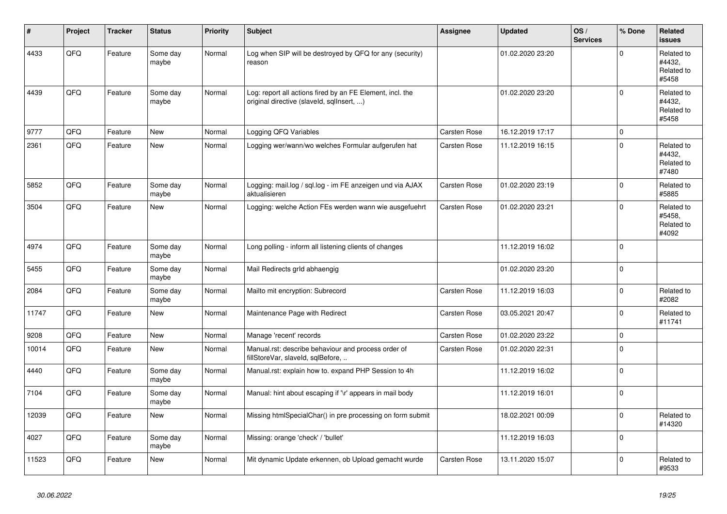| # | Project | Tracker | Status | Priority | Subject | Assignee | Updated | OS / Services | % Done | Related issues |
|---|---|---|---|---|---|---|---|---|---|---|
| 4433 | QFQ | Feature | Some day maybe | Normal | Log when SIP will be destroyed by QFQ for any (security) reason | | 01.02.2020 23:20 | | 0 | Related to #4432, Related to #5458 |
| 4439 | QFQ | Feature | Some day maybe | Normal | Log: report all actions fired by an FE Element, incl. the original directive (slaveId, sqlInsert, ...) | | 01.02.2020 23:20 | | 0 | Related to #4432, Related to #5458 |
| 9777 | QFQ | Feature | New | Normal | Logging QFQ Variables | Carsten Rose | 16.12.2019 17:17 | | 0 | |
| 2361 | QFQ | Feature | New | Normal | Logging wer/wann/wo welches Formular aufgerufen hat | Carsten Rose | 11.12.2019 16:15 | | 0 | Related to #4432, Related to #7480 |
| 5852 | QFQ | Feature | Some day maybe | Normal | Logging: mail.log / sql.log - im FE anzeigen und via AJAX aktualisieren | Carsten Rose | 01.02.2020 23:19 | | 0 | Related to #5885 |
| 3504 | QFQ | Feature | New | Normal | Logging: welche Action FEs werden wann wie ausgefuehrt | Carsten Rose | 01.02.2020 23:21 | | 0 | Related to #5458, Related to #4092 |
| 4974 | QFQ | Feature | Some day maybe | Normal | Long polling - inform all listening clients of changes | | 11.12.2019 16:02 | | 0 | |
| 5455 | QFQ | Feature | Some day maybe | Normal | Mail Redirects grId abhaengig | | 01.02.2020 23:20 | | 0 | |
| 2084 | QFQ | Feature | Some day maybe | Normal | Mailto mit encryption: Subrecord | Carsten Rose | 11.12.2019 16:03 | | 0 | Related to #2082 |
| 11747 | QFQ | Feature | New | Normal | Maintenance Page with Redirect | Carsten Rose | 03.05.2021 20:47 | | 0 | Related to #11741 |
| 9208 | QFQ | Feature | New | Normal | Manage 'recent' records | Carsten Rose | 01.02.2020 23:22 | | 0 | |
| 10014 | QFQ | Feature | New | Normal | Manual.rst: describe behaviour and process order of fillStoreVar, slaveId, sqlBefore, .. | Carsten Rose | 01.02.2020 22:31 | | 0 | |
| 4440 | QFQ | Feature | Some day maybe | Normal | Manual.rst: explain how to. expand PHP Session to 4h | | 11.12.2019 16:02 | | 0 | |
| 7104 | QFQ | Feature | Some day maybe | Normal | Manual: hint about escaping if '\r' appears in mail body | | 11.12.2019 16:01 | | 0 | |
| 12039 | QFQ | Feature | New | Normal | Missing htmlSpecialChar() in pre processing on form submit | | 18.02.2021 00:09 | | 0 | Related to #14320 |
| 4027 | QFQ | Feature | Some day maybe | Normal | Missing: orange 'check' / 'bullet' | | 11.12.2019 16:03 | | 0 | |
| 11523 | QFQ | Feature | New | Normal | Mit dynamic Update erkennen, ob Upload gemacht wurde | Carsten Rose | 13.11.2020 15:07 | | 0 | Related to #9533 |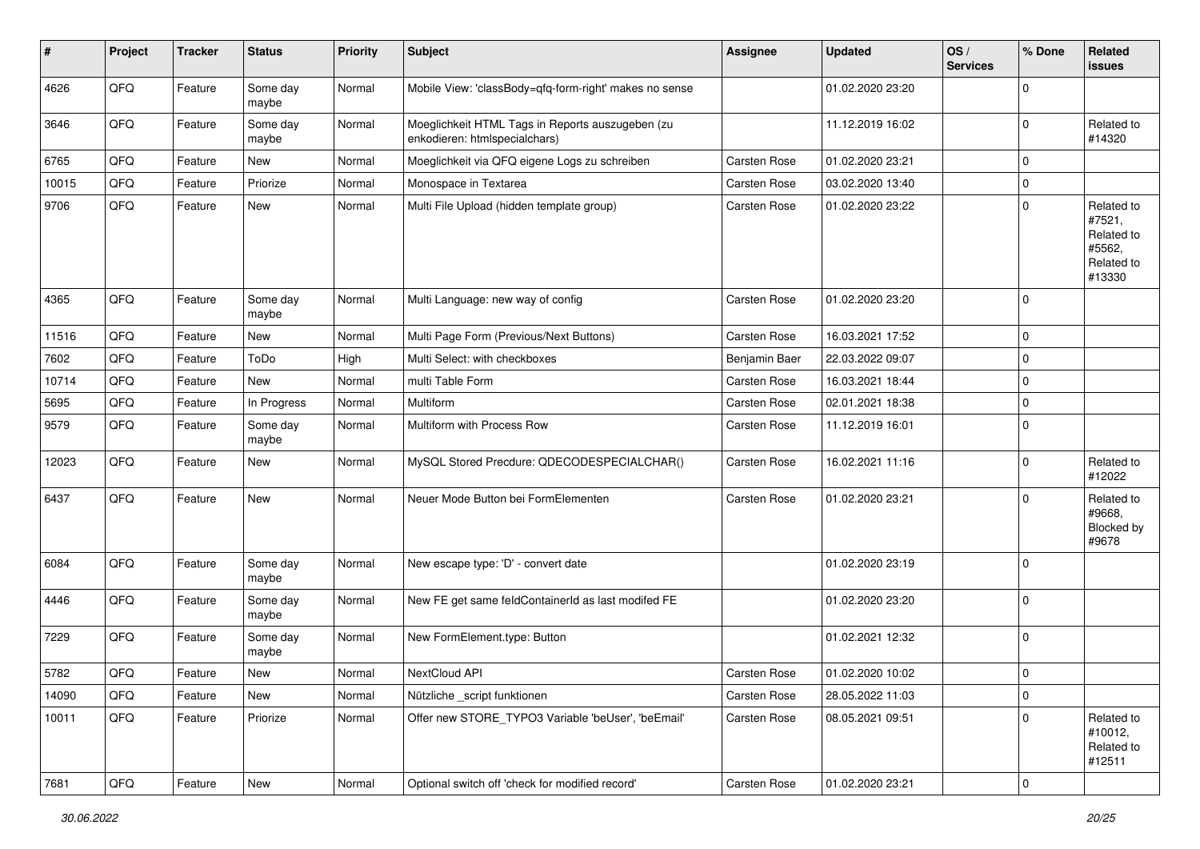| # | Project | Tracker | Status | Priority | Subject | Assignee | Updated | OS / Services | % Done | Related issues |
|---|---|---|---|---|---|---|---|---|---|---|
| 4626 | QFQ | Feature | Some day maybe | Normal | Mobile View: 'classBody=qfq-form-right' makes no sense | | 01.02.2020 23:20 | | 0 | |
| 3646 | QFQ | Feature | Some day maybe | Normal | Moeglichkeit HTML Tags in Reports auszugeben (zu enkodieren: htmlspecialchars) | | 11.12.2019 16:02 | | 0 | Related to #14320 |
| 6765 | QFQ | Feature | New | Normal | Moeglichkeit via QFQ eigene Logs zu schreiben | Carsten Rose | 01.02.2020 23:21 | | 0 | |
| 10015 | QFQ | Feature | Priorize | Normal | Monospace in Textarea | Carsten Rose | 03.02.2020 13:40 | | 0 | |
| 9706 | QFQ | Feature | New | Normal | Multi File Upload (hidden template group) | Carsten Rose | 01.02.2020 23:22 | | 0 | Related to #7521, Related to #5562, Related to #13330 |
| 4365 | QFQ | Feature | Some day maybe | Normal | Multi Language: new way of config | Carsten Rose | 01.02.2020 23:20 | | 0 | |
| 11516 | QFQ | Feature | New | Normal | Multi Page Form (Previous/Next Buttons) | Carsten Rose | 16.03.2021 17:52 | | 0 | |
| 7602 | QFQ | Feature | ToDo | High | Multi Select: with checkboxes | Benjamin Baer | 22.03.2022 09:07 | | 0 | |
| 10714 | QFQ | Feature | New | Normal | multi Table Form | Carsten Rose | 16.03.2021 18:44 | | 0 | |
| 5695 | QFQ | Feature | In Progress | Normal | Multiform | Carsten Rose | 02.01.2021 18:38 | | 0 | |
| 9579 | QFQ | Feature | Some day maybe | Normal | Multiform with Process Row | Carsten Rose | 11.12.2019 16:01 | | 0 | |
| 12023 | QFQ | Feature | New | Normal | MySQL Stored Precdure: QDECODESPECIALCHAR() | Carsten Rose | 16.02.2021 11:16 | | 0 | Related to #12022 |
| 6437 | QFQ | Feature | New | Normal | Neuer Mode Button bei FormElementen | Carsten Rose | 01.02.2020 23:21 | | 0 | Related to #9668, Blocked by #9678 |
| 6084 | QFQ | Feature | Some day maybe | Normal | New escape type: 'D' - convert date | | 01.02.2020 23:19 | | 0 | |
| 4446 | QFQ | Feature | Some day maybe | Normal | New FE get same feldContainerId as last modifed FE | | 01.02.2020 23:20 | | 0 | |
| 7229 | QFQ | Feature | Some day maybe | Normal | New FormElement.type: Button | | 01.02.2021 12:32 | | 0 | |
| 5782 | QFQ | Feature | New | Normal | NextCloud API | Carsten Rose | 01.02.2020 10:02 | | 0 | |
| 14090 | QFQ | Feature | New | Normal | Nützliche _script funktionen | Carsten Rose | 28.05.2022 11:03 | | 0 | |
| 10011 | QFQ | Feature | Priorize | Normal | Offer new STORE_TYPO3 Variable 'beUser', 'beEmail' | Carsten Rose | 08.05.2021 09:51 | | 0 | Related to #10012, Related to #12511 |
| 7681 | QFQ | Feature | New | Normal | Optional switch off 'check for modified record' | Carsten Rose | 01.02.2020 23:21 | | 0 | |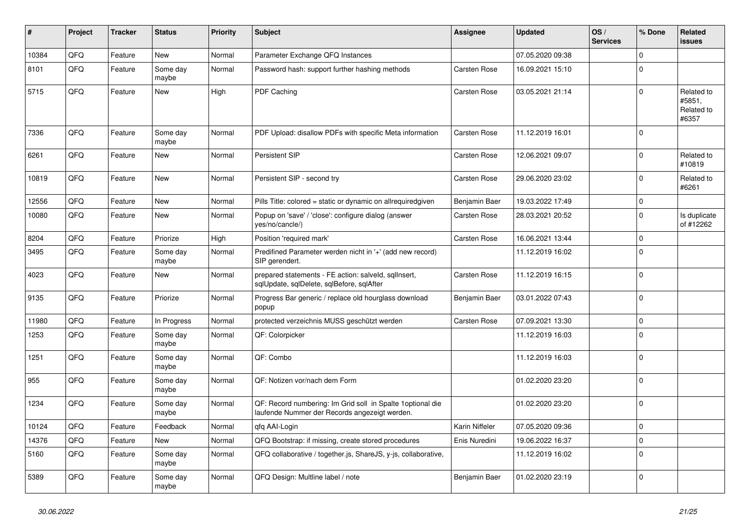| # | Project | Tracker | Status | Priority | Subject | Assignee | Updated | OS / Services | % Done | Related issues |
|---|---|---|---|---|---|---|---|---|---|---|
| 10384 | QFQ | Feature | New | Normal | Parameter Exchange QFQ Instances | | 07.05.2020 09:38 | | 0 | |
| 8101 | QFQ | Feature | Some day maybe | Normal | Password hash: support further hashing methods | Carsten Rose | 16.09.2021 15:10 | | 0 | |
| 5715 | QFQ | Feature | New | High | PDF Caching | Carsten Rose | 03.05.2021 21:14 | | 0 | Related to #5851, Related to #6357 |
| 7336 | QFQ | Feature | Some day maybe | Normal | PDF Upload: disallow PDFs with specific Meta information | Carsten Rose | 11.12.2019 16:01 | | 0 | |
| 6261 | QFQ | Feature | New | Normal | Persistent SIP | Carsten Rose | 12.06.2021 09:07 | | 0 | Related to #10819 |
| 10819 | QFQ | Feature | New | Normal | Persistent SIP - second try | Carsten Rose | 29.06.2020 23:02 | | 0 | Related to #6261 |
| 12556 | QFQ | Feature | New | Normal | Pills Title: colored = static or dynamic on allrequiredgiven | Benjamin Baer | 19.03.2022 17:49 | | 0 | |
| 10080 | QFQ | Feature | New | Normal | Popup on 'save' / 'close': configure dialog (answer yes/no/cancle/) | Carsten Rose | 28.03.2021 20:52 | | 0 | Is duplicate of #12262 |
| 8204 | QFQ | Feature | Priorize | High | Position 'required mark' | Carsten Rose | 16.06.2021 13:44 | | 0 | |
| 3495 | QFQ | Feature | Some day maybe | Normal | Predifined Parameter werden nicht in '+' (add new record) SIP gerendert. | | 11.12.2019 16:02 | | 0 | |
| 4023 | QFQ | Feature | New | Normal | prepared statements - FE action: salveld, sqlInsert, sqlUpdate, sqlDelete, sqlBefore, sqlAfter | Carsten Rose | 11.12.2019 16:15 | | 0 | |
| 9135 | QFQ | Feature | Priorize | Normal | Progress Bar generic / replace old hourglass download popup | Benjamin Baer | 03.01.2022 07:43 | | 0 | |
| 11980 | QFQ | Feature | In Progress | Normal | protected verzeichnis MUSS geschützt werden | Carsten Rose | 07.09.2021 13:30 | | 0 | |
| 1253 | QFQ | Feature | Some day maybe | Normal | QF: Colorpicker | | 11.12.2019 16:03 | | 0 | |
| 1251 | QFQ | Feature | Some day maybe | Normal | QF: Combo | | 11.12.2019 16:03 | | 0 | |
| 955 | QFQ | Feature | Some day maybe | Normal | QF: Notizen vor/nach dem Form | | 01.02.2020 23:20 | | 0 | |
| 1234 | QFQ | Feature | Some day maybe | Normal | QF: Record numbering: Im Grid soll in Spalte 1optional die laufende Nummer der Records angezeigt werden. | | 01.02.2020 23:20 | | 0 | |
| 10124 | QFQ | Feature | Feedback | Normal | qfq AAI-Login | Karin Niffeler | 07.05.2020 09:36 | | 0 | |
| 14376 | QFQ | Feature | New | Normal | QFQ Bootstrap: if missing, create stored procedures | Enis Nuredini | 19.06.2022 16:37 | | 0 | |
| 5160 | QFQ | Feature | Some day maybe | Normal | QFQ collaborative / together.js, ShareJS, y-js, collaborative, | | 11.12.2019 16:02 | | 0 | |
| 5389 | QFQ | Feature | Some day maybe | Normal | QFQ Design: Multline label / note | Benjamin Baer | 01.02.2020 23:19 | | 0 | |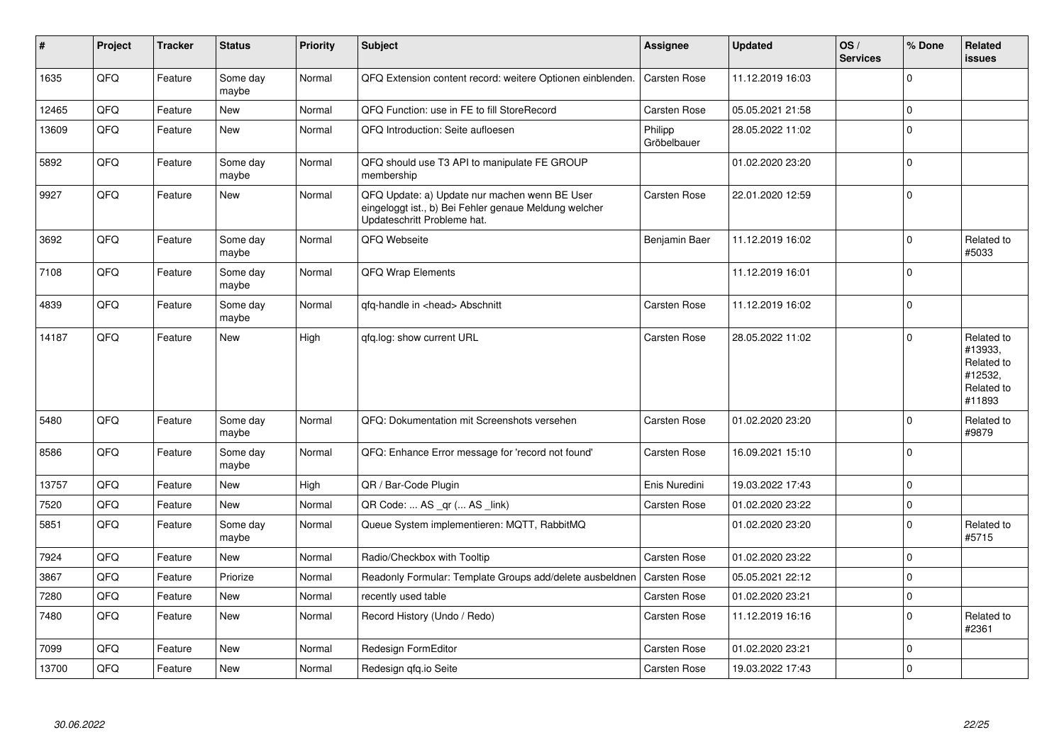| # | Project | Tracker | Status | Priority | Subject | Assignee | Updated | OS / Services | % Done | Related issues |
|---|---|---|---|---|---|---|---|---|---|---|
| 1635 | QFQ | Feature | Some day maybe | Normal | QFQ Extension content record: weitere Optionen einblenden. | Carsten Rose | 11.12.2019 16:03 | | 0 | |
| 12465 | QFQ | Feature | New | Normal | QFQ Function: use in FE to fill StoreRecord | Carsten Rose | 05.05.2021 21:58 | | 0 | |
| 13609 | QFQ | Feature | New | Normal | QFQ Introduction: Seite aufloesen | Philipp Gröbelbauer | 28.05.2022 11:02 | | 0 | |
| 5892 | QFQ | Feature | Some day maybe | Normal | QFQ should use T3 API to manipulate FE GROUP membership | | 01.02.2020 23:20 | | 0 | |
| 9927 | QFQ | Feature | New | Normal | QFQ Update: a) Update nur machen wenn BE User eingeloggt ist., b) Bei Fehler genaue Meldung welcher Updateschritt Probleme hat. | Carsten Rose | 22.01.2020 12:59 | | 0 | |
| 3692 | QFQ | Feature | Some day maybe | Normal | QFQ Webseite | Benjamin Baer | 11.12.2019 16:02 | | 0 | Related to #5033 |
| 7108 | QFQ | Feature | Some day maybe | Normal | QFQ Wrap Elements | | 11.12.2019 16:01 | | 0 | |
| 4839 | QFQ | Feature | Some day maybe | Normal | qfq-handle in <head> Abschnitt | Carsten Rose | 11.12.2019 16:02 | | 0 | |
| 14187 | QFQ | Feature | New | High | qfq.log: show current URL | Carsten Rose | 28.05.2022 11:02 | | 0 | Related to #13933, Related to #12532, Related to #11893 |
| 5480 | QFQ | Feature | Some day maybe | Normal | QFQ: Dokumentation mit Screenshots versehen | Carsten Rose | 01.02.2020 23:20 | | 0 | Related to #9879 |
| 8586 | QFQ | Feature | Some day maybe | Normal | QFQ: Enhance Error message for 'record not found' | Carsten Rose | 16.09.2021 15:10 | | 0 | |
| 13757 | QFQ | Feature | New | High | QR / Bar-Code Plugin | Enis Nuredini | 19.03.2022 17:43 | | 0 | |
| 7520 | QFQ | Feature | New | Normal | QR Code: ... AS _qr (... AS _link) | Carsten Rose | 01.02.2020 23:22 | | 0 | |
| 5851 | QFQ | Feature | Some day maybe | Normal | Queue System implementieren: MQTT, RabbitMQ | | 01.02.2020 23:20 | | 0 | Related to #5715 |
| 7924 | QFQ | Feature | New | Normal | Radio/Checkbox with Tooltip | Carsten Rose | 01.02.2020 23:22 | | 0 | |
| 3867 | QFQ | Feature | Priorize | Normal | Readonly Formular: Template Groups add/delete ausbeldnen | Carsten Rose | 05.05.2021 22:12 | | 0 | |
| 7280 | QFQ | Feature | New | Normal | recently used table | Carsten Rose | 01.02.2020 23:21 | | 0 | |
| 7480 | QFQ | Feature | New | Normal | Record History (Undo / Redo) | Carsten Rose | 11.12.2019 16:16 | | 0 | Related to #2361 |
| 7099 | QFQ | Feature | New | Normal | Redesign FormEditor | Carsten Rose | 01.02.2020 23:21 | | 0 | |
| 13700 | QFQ | Feature | New | Normal | Redesign qfq.io Seite | Carsten Rose | 19.03.2022 17:43 | | 0 | |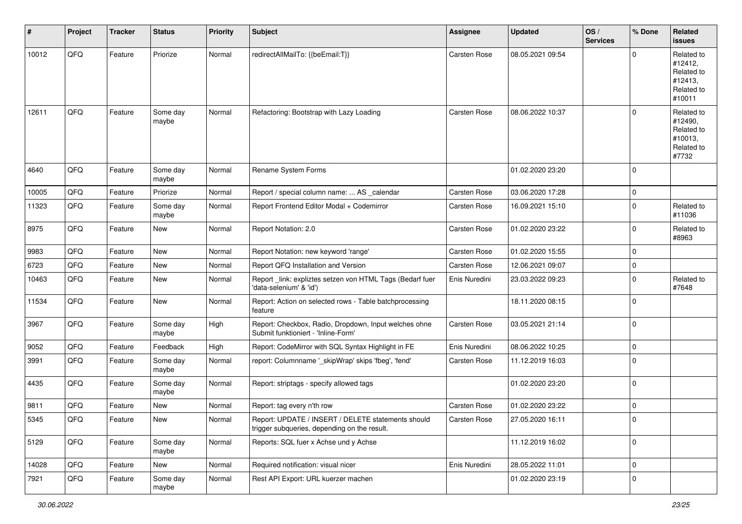| # | Project | Tracker | Status | Priority | Subject | Assignee | Updated | OS / Services | % Done | Related issues |
|---|---|---|---|---|---|---|---|---|---|---|
| 10012 | QFQ | Feature | Priorize | Normal | redirectAllMailTo: {{beEmail:T}} | Carsten Rose | 08.05.2021 09:54 | | 0 | Related to #12412, Related to #12413, Related to #10011 |
| 12611 | QFQ | Feature | Some day maybe | Normal | Refactoring: Bootstrap with Lazy Loading | Carsten Rose | 08.06.2022 10:37 | | 0 | Related to #12490, Related to #10013, Related to #7732 |
| 4640 | QFQ | Feature | Some day maybe | Normal | Rename System Forms | | 01.02.2020 23:20 | | 0 | |
| 10005 | QFQ | Feature | Priorize | Normal | Report / special column name: ... AS _calendar | Carsten Rose | 03.06.2020 17:28 | | 0 | |
| 11323 | QFQ | Feature | Some day maybe | Normal | Report Frontend Editor Modal + Codemirror | Carsten Rose | 16.09.2021 15:10 | | 0 | Related to #11036 |
| 8975 | QFQ | Feature | New | Normal | Report Notation: 2.0 | Carsten Rose | 01.02.2020 23:22 | | 0 | Related to #8963 |
| 9983 | QFQ | Feature | New | Normal | Report Notation: new keyword 'range' | Carsten Rose | 01.02.2020 15:55 | | 0 | |
| 6723 | QFQ | Feature | New | Normal | Report QFQ Installation and Version | Carsten Rose | 12.06.2021 09:07 | | 0 | |
| 10463 | QFQ | Feature | New | Normal | Report _link: expliztes setzen von HTML Tags (Bedarf fuer 'data-selenium' & 'id') | Enis Nuredini | 23.03.2022 09:23 | | 0 | Related to #7648 |
| 11534 | QFQ | Feature | New | Normal | Report: Action on selected rows - Table batchprocessing feature | | 18.11.2020 08:15 | | 0 | |
| 3967 | QFQ | Feature | Some day maybe | High | Report: Checkbox, Radio, Dropdown, Input welches ohne Submit funktioniert - 'Inline-Form' | Carsten Rose | 03.05.2021 21:14 | | 0 | |
| 9052 | QFQ | Feature | Feedback | High | Report: CodeMirror with SQL Syntax Highlight in FE | Enis Nuredini | 08.06.2022 10:25 | | 0 | |
| 3991 | QFQ | Feature | Some day maybe | Normal | report: Columnname '_skipWrap' skips 'fbeg', 'fend' | Carsten Rose | 11.12.2019 16:03 | | 0 | |
| 4435 | QFQ | Feature | Some day maybe | Normal | Report: striptags - specify allowed tags | | 01.02.2020 23:20 | | 0 | |
| 9811 | QFQ | Feature | New | Normal | Report: tag every n'th row | Carsten Rose | 01.02.2020 23:22 | | 0 | |
| 5345 | QFQ | Feature | New | Normal | Report: UPDATE / INSERT / DELETE statements should trigger subqueries, depending on the result. | Carsten Rose | 27.05.2020 16:11 | | 0 | |
| 5129 | QFQ | Feature | Some day maybe | Normal | Reports: SQL fuer x Achse und y Achse | | 11.12.2019 16:02 | | 0 | |
| 14028 | QFQ | Feature | New | Normal | Required notification: visual nicer | Enis Nuredini | 28.05.2022 11:01 | | 0 | |
| 7921 | QFQ | Feature | Some day maybe | Normal | Rest API Export: URL kuerzer machen | | 01.02.2020 23:19 | | 0 | |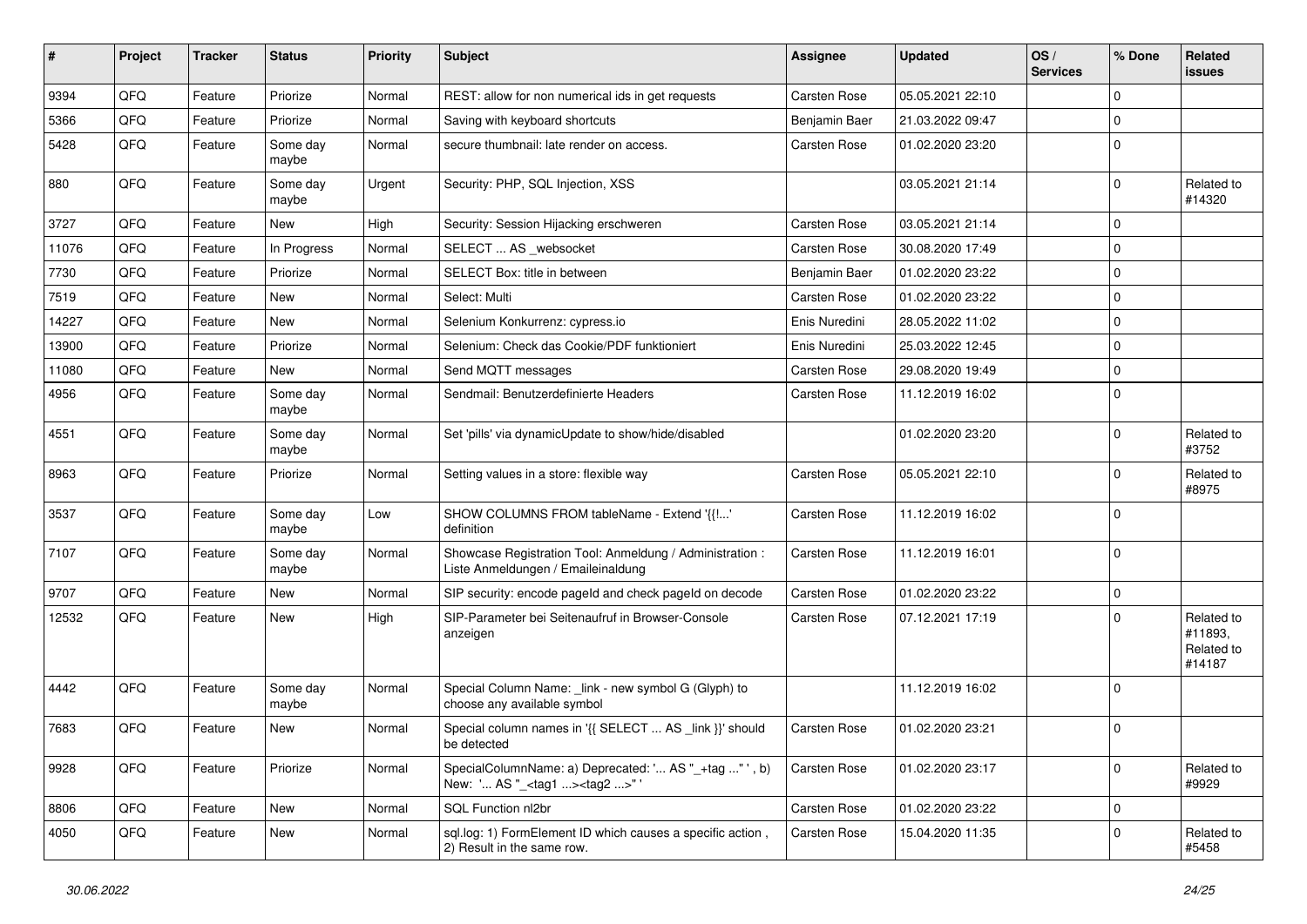| # | Project | Tracker | Status | Priority | Subject | Assignee | Updated | OS / Services | % Done | Related issues |
|---|---|---|---|---|---|---|---|---|---|---|
| 9394 | QFQ | Feature | Priorize | Normal | REST: allow for non numerical ids in get requests | Carsten Rose | 05.05.2021 22:10 | | 0 | |
| 5366 | QFQ | Feature | Priorize | Normal | Saving with keyboard shortcuts | Benjamin Baer | 21.03.2022 09:47 | | 0 | |
| 5428 | QFQ | Feature | Some day maybe | Normal | secure thumbnail: late render on access. | Carsten Rose | 01.02.2020 23:20 | | 0 | |
| 880 | QFQ | Feature | Some day maybe | Urgent | Security: PHP, SQL Injection, XSS | | 03.05.2021 21:14 | | 0 | Related to #14320 |
| 3727 | QFQ | Feature | New | High | Security: Session Hijacking erschweren | Carsten Rose | 03.05.2021 21:14 | | 0 | |
| 11076 | QFQ | Feature | In Progress | Normal | SELECT ... AS _websocket | Carsten Rose | 30.08.2020 17:49 | | 0 | |
| 7730 | QFQ | Feature | Priorize | Normal | SELECT Box: title in between | Benjamin Baer | 01.02.2020 23:22 | | 0 | |
| 7519 | QFQ | Feature | New | Normal | Select: Multi | Carsten Rose | 01.02.2020 23:22 | | 0 | |
| 14227 | QFQ | Feature | New | Normal | Selenium Konkurrenz: cypress.io | Enis Nuredini | 28.05.2022 11:02 | | 0 | |
| 13900 | QFQ | Feature | Priorize | Normal | Selenium: Check das Cookie/PDF funktioniert | Enis Nuredini | 25.03.2022 12:45 | | 0 | |
| 11080 | QFQ | Feature | New | Normal | Send MQTT messages | Carsten Rose | 29.08.2020 19:49 | | 0 | |
| 4956 | QFQ | Feature | Some day maybe | Normal | Sendmail: Benutzerdefinierte Headers | Carsten Rose | 11.12.2019 16:02 | | 0 | |
| 4551 | QFQ | Feature | Some day maybe | Normal | Set 'pills' via dynamicUpdate to show/hide/disabled | | 01.02.2020 23:20 | | 0 | Related to #3752 |
| 8963 | QFQ | Feature | Priorize | Normal | Setting values in a store: flexible way | Carsten Rose | 05.05.2021 22:10 | | 0 | Related to #8975 |
| 3537 | QFQ | Feature | Some day maybe | Low | SHOW COLUMNS FROM tableName - Extend '{{!...' definition | Carsten Rose | 11.12.2019 16:02 | | 0 | |
| 7107 | QFQ | Feature | Some day maybe | Normal | Showcase Registration Tool: Anmeldung / Administration : Liste Anmeldungen / Emaileinaldung | Carsten Rose | 11.12.2019 16:01 | | 0 | |
| 9707 | QFQ | Feature | New | Normal | SIP security: encode pageId and check pageId on decode | Carsten Rose | 01.02.2020 23:22 | | 0 | |
| 12532 | QFQ | Feature | New | High | SIP-Parameter bei Seitenaufruf in Browser-Console anzeigen | Carsten Rose | 07.12.2021 17:19 | | 0 | Related to #11893, Related to #14187 |
| 4442 | QFQ | Feature | Some day maybe | Normal | Special Column Name: _link - new symbol G (Glyph) to choose any available symbol | | 11.12.2019 16:02 | | 0 | |
| 7683 | QFQ | Feature | New | Normal | Special column names in '{{ SELECT ... AS _link }}' should be detected | Carsten Rose | 01.02.2020 23:21 | | 0 | |
| 9928 | QFQ | Feature | Priorize | Normal | SpecialColumnName: a) Deprecated: '... AS "_+tag ..." ', b) New: '... AS "_<tag1 ...><tag2 ...>" ' | Carsten Rose | 01.02.2020 23:17 | | 0 | Related to #9929 |
| 8806 | QFQ | Feature | New | Normal | SQL Function nl2br | Carsten Rose | 01.02.2020 23:22 | | 0 | |
| 4050 | QFQ | Feature | New | Normal | sql.log: 1) FormElement ID which causes a specific action , 2) Result in the same row. | Carsten Rose | 15.04.2020 11:35 | | 0 | Related to #5458 |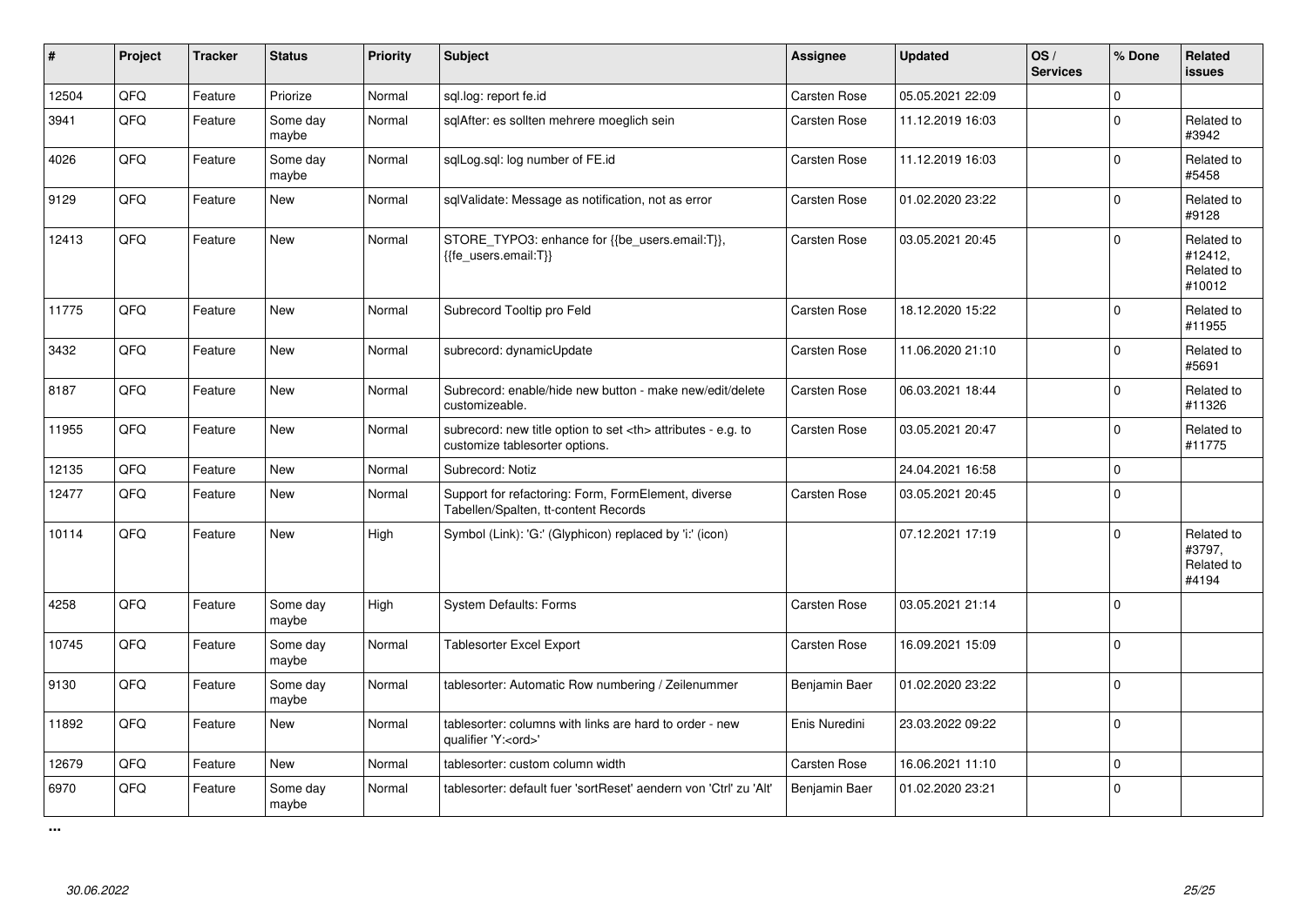| # | Project | Tracker | Status | Priority | Subject | Assignee | Updated | OS / Services | % Done | Related issues |
|---|---|---|---|---|---|---|---|---|---|---|
| 12504 | QFQ | Feature | Priorize | Normal | sql.log: report fe.id | Carsten Rose | 05.05.2021 22:09 | | 0 | |
| 3941 | QFQ | Feature | Some day maybe | Normal | sqlAfter: es sollten mehrere moeglich sein | Carsten Rose | 11.12.2019 16:03 | | 0 | Related to #3942 |
| 4026 | QFQ | Feature | Some day maybe | Normal | sqlLog.sql: log number of FE.id | Carsten Rose | 11.12.2019 16:03 | | 0 | Related to #5458 |
| 9129 | QFQ | Feature | New | Normal | sqlValidate: Message as notification, not as error | Carsten Rose | 01.02.2020 23:22 | | 0 | Related to #9128 |
| 12413 | QFQ | Feature | New | Normal | STORE_TYPO3: enhance for {{be_users.email:T}}, {{fe_users.email:T}} | Carsten Rose | 03.05.2021 20:45 | | 0 | Related to #12412, Related to #10012 |
| 11775 | QFQ | Feature | New | Normal | Subrecord Tooltip pro Feld | Carsten Rose | 18.12.2020 15:22 | | 0 | Related to #11955 |
| 3432 | QFQ | Feature | New | Normal | subrecord: dynamicUpdate | Carsten Rose | 11.06.2020 21:10 | | 0 | Related to #5691 |
| 8187 | QFQ | Feature | New | Normal | Subrecord: enable/hide new button - make new/edit/delete customizeable. | Carsten Rose | 06.03.2021 18:44 | | 0 | Related to #11326 |
| 11955 | QFQ | Feature | New | Normal | subrecord: new title option to set <th> attributes - e.g. to customize tablesorter options. | Carsten Rose | 03.05.2021 20:47 | | 0 | Related to #11775 |
| 12135 | QFQ | Feature | New | Normal | Subrecord: Notiz | | 24.04.2021 16:58 | | 0 | |
| 12477 | QFQ | Feature | New | Normal | Support for refactoring: Form, FormElement, diverse Tabellen/Spalten, tt-content Records | Carsten Rose | 03.05.2021 20:45 | | 0 | |
| 10114 | QFQ | Feature | New | High | Symbol (Link): 'G:' (Glyphicon) replaced by 'i:' (icon) | | 07.12.2021 17:19 | | 0 | Related to #3797, Related to #4194 |
| 4258 | QFQ | Feature | Some day maybe | High | System Defaults: Forms | Carsten Rose | 03.05.2021 21:14 | | 0 | |
| 10745 | QFQ | Feature | Some day maybe | Normal | Tablesorter Excel Export | Carsten Rose | 16.09.2021 15:09 | | 0 | |
| 9130 | QFQ | Feature | Some day maybe | Normal | tablesorter: Automatic Row numbering / Zeilenummer | Benjamin Baer | 01.02.2020 23:22 | | 0 | |
| 11892 | QFQ | Feature | New | Normal | tablesorter: columns with links are hard to order - new qualifier 'Y:<ord>' | Enis Nuredini | 23.03.2022 09:22 | | 0 | |
| 12679 | QFQ | Feature | New | Normal | tablesorter: custom column width | Carsten Rose | 16.06.2021 11:10 | | 0 | |
| 6970 | QFQ | Feature | Some day maybe | Normal | tablesorter: default fuer 'sortReset' aendern von 'Ctrl' zu 'Alt' | Benjamin Baer | 01.02.2020 23:21 | | 0 | |

...